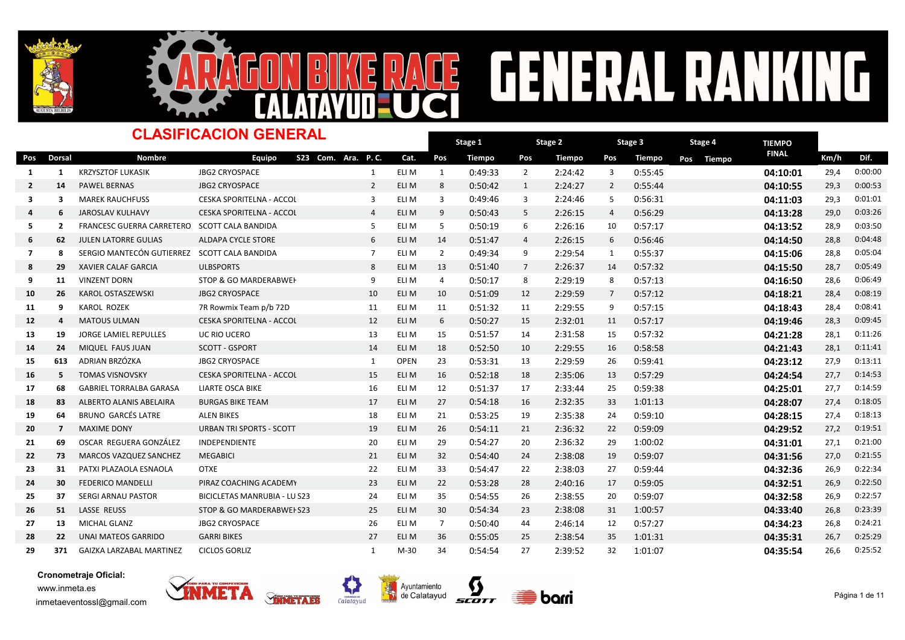# ARAGON BIKE RACE CALATAYUD UCI GENERAL RANKING

## CLASIFICACION GENERAL

| Pos | Dorsal | Nombre | Equipo | S23 | Com. | Ara. | P. C. | Cat. | Stage 1 Pos | Stage 1 Tiempo | Stage 2 Pos | Stage 2 Tiempo | Stage 3 Pos | Stage 3 Tiempo | Stage 4 Pos | Stage 4 Tiempo | TIEMPO FINAL | Km/h | Dif. |
|---|---|---|---|---|---|---|---|---|---|---|---|---|---|---|---|---|---|---|---|
| 1 | 1 | KRZYSZTOF LUKASIK | JBG2 CRYOSPACE | | | | 1 | ELI M | 1 | 0:49:33 | 2 | 2:24:42 | 3 | 0:55:45 | | | 04:10:01 | 29,4 | 0:00:00 |
| 2 | 14 | PAWEL BERNAS | JBG2 CRYOSPACE | | | | 2 | ELI M | 8 | 0:50:42 | 1 | 2:24:27 | 2 | 0:55:44 | | | 04:10:55 | 29,3 | 0:00:53 |
| 3 | 3 | MAREK RAUCHFUSS | CESKA SPORITELNA - ACCOL | | | | 3 | ELI M | 3 | 0:49:46 | 3 | 2:24:46 | 5 | 0:56:31 | | | 04:11:03 | 29,3 | 0:01:01 |
| 4 | 6 | JAROSLAV KULHAVY | CESKA SPORITELNA - ACCOL | | | | 4 | ELI M | 9 | 0:50:43 | 5 | 2:26:15 | 4 | 0:56:29 | | | 04:13:28 | 29,0 | 0:03:26 |
| 5 | 2 | FRANCESC GUERRA CARRETERO | SCOTT CALA BANDIDA | | | | 5 | ELI M | 5 | 0:50:19 | 6 | 2:26:16 | 10 | 0:57:17 | | | 04:13:52 | 28,9 | 0:03:50 |
| 6 | 62 | JULEN LATORRE GULIAS | ALDAPA CYCLE STORE | | | | 6 | ELI M | 14 | 0:51:47 | 4 | 2:26:15 | 6 | 0:56:46 | | | 04:14:50 | 28,8 | 0:04:48 |
| 7 | 8 | SERGIO MANTECÓN GUTIERREZ | SCOTT CALA BANDIDA | | | | 7 | ELI M | 2 | 0:49:34 | 9 | 2:29:54 | 1 | 0:55:37 | | | 04:15:06 | 28,8 | 0:05:04 |
| 8 | 29 | XAVIER CALAF GARCIA | ULBSPORTS | | | | 8 | ELI M | 13 | 0:51:40 | 7 | 2:26:37 | 14 | 0:57:32 | | | 04:15:50 | 28,7 | 0:05:49 |
| 9 | 11 | VINZENT DORN | STOP & GO MARDERABWEH | | | | 9 | ELI M | 4 | 0:50:17 | 8 | 2:29:19 | 8 | 0:57:13 | | | 04:16:50 | 28,6 | 0:06:49 |
| 10 | 26 | KAROL OSTASZEWSKI | JBG2 CRYOSPACE | | | | 10 | ELI M | 10 | 0:51:09 | 12 | 2:29:59 | 7 | 0:57:12 | | | 04:18:21 | 28,4 | 0:08:19 |
| 11 | 9 | KAROL ROZEK | 7R Rowmix Team p/b 72D | | | | 11 | ELI M | 11 | 0:51:32 | 11 | 2:29:55 | 9 | 0:57:15 | | | 04:18:43 | 28,4 | 0:08:41 |
| 12 | 4 | MATOUS ULMAN | CESKA SPORITELNA - ACCOL | | | | 12 | ELI M | 6 | 0:50:27 | 15 | 2:32:01 | 11 | 0:57:17 | | | 04:19:46 | 28,3 | 0:09:45 |
| 13 | 19 | JORGE LAMIEL REPULLES | UC RIO UCERO | | | | 13 | ELI M | 15 | 0:51:57 | 14 | 2:31:58 | 15 | 0:57:32 | | | 04:21:28 | 28,1 | 0:11:26 |
| 14 | 24 | MIQUEL FAUS JUAN | SCOTT - GSPORT | | | | 14 | ELI M | 18 | 0:52:50 | 10 | 2:29:55 | 16 | 0:58:58 | | | 04:21:43 | 28,1 | 0:11:41 |
| 15 | 613 | ADRIAN BRZÓZKA | JBG2 CRYOSPACE | | | | 1 | OPEN | 23 | 0:53:31 | 13 | 2:29:59 | 26 | 0:59:41 | | | 04:23:12 | 27,9 | 0:13:11 |
| 16 | 5 | TOMAS VISNOVSKY | CESKA SPORITELNA - ACCOL | | | | 15 | ELI M | 16 | 0:52:18 | 18 | 2:35:06 | 13 | 0:57:29 | | | 04:24:54 | 27,7 | 0:14:53 |
| 17 | 68 | GABRIEL TORRALBA GARASA | LIARTE OSCA BIKE | | | | 16 | ELI M | 12 | 0:51:37 | 17 | 2:33:44 | 25 | 0:59:38 | | | 04:25:01 | 27,7 | 0:14:59 |
| 18 | 83 | ALBERTO ALANIS ABELAIRA | BURGAS BIKE TEAM | | | | 17 | ELI M | 27 | 0:54:18 | 16 | 2:32:35 | 33 | 1:01:13 | | | 04:28:07 | 27,4 | 0:18:05 |
| 19 | 64 | BRUNO GARCÉS LATRE | ALEN BIKES | | | | 18 | ELI M | 21 | 0:53:25 | 19 | 2:35:38 | 24 | 0:59:10 | | | 04:28:15 | 27,4 | 0:18:13 |
| 20 | 7 | MAXIME DONY | URBAN TRI SPORTS - SCOTT | | | | 19 | ELI M | 26 | 0:54:11 | 21 | 2:36:32 | 22 | 0:59:09 | | | 04:29:52 | 27,2 | 0:19:51 |
| 21 | 69 | OSCAR REGUERA GONZÁLEZ | INDEPENDIENTE | | | | 20 | ELI M | 29 | 0:54:27 | 20 | 2:36:32 | 29 | 1:00:02 | | | 04:31:01 | 27,1 | 0:21:00 |
| 22 | 73 | MARCOS VAZQUEZ SANCHEZ | MEGABICI | | | | 21 | ELI M | 32 | 0:54:40 | 24 | 2:38:08 | 19 | 0:59:07 | | | 04:31:56 | 27,0 | 0:21:55 |
| 23 | 31 | PATXI PLAZAOLA ESNAOLA | OTXE | | | | 22 | ELI M | 33 | 0:54:47 | 22 | 2:38:03 | 27 | 0:59:44 | | | 04:32:36 | 26,9 | 0:22:34 |
| 24 | 30 | FEDERICO MANDELLI | PIRAZ COACHING ACADEMY | | | | 23 | ELI M | 22 | 0:53:28 | 28 | 2:40:16 | 17 | 0:59:05 | | | 04:32:51 | 26,9 | 0:22:50 |
| 25 | 37 | SERGI ARNAU PASTOR | BICICLETAS MANRUBIA - LU | S23 | | | 24 | ELI M | 35 | 0:54:55 | 26 | 2:38:55 | 20 | 0:59:07 | | | 04:32:58 | 26,9 | 0:22:57 |
| 26 | 51 | LASSE REUSS | STOP & GO MARDERABWEH | S23 | | | 25 | ELI M | 30 | 0:54:34 | 23 | 2:38:08 | 31 | 1:00:57 | | | 04:33:40 | 26,8 | 0:23:39 |
| 27 | 13 | MICHAL GLANZ | JBG2 CRYOSPACE | | | | 26 | ELI M | 7 | 0:50:40 | 44 | 2:46:14 | 12 | 0:57:27 | | | 04:34:23 | 26,8 | 0:24:21 |
| 28 | 22 | UNAI MATEOS GARRIDO | GARRI BIKES | | | | 27 | ELI M | 36 | 0:55:05 | 25 | 2:38:54 | 35 | 1:01:31 | | | 04:35:31 | 26,7 | 0:25:29 |
| 29 | 371 | GAIZKA LARZABAL MARTINEZ | CICLOS GORLIZ | | | | 1 | M-30 | 34 | 0:54:54 | 27 | 2:39:52 | 32 | 1:01:07 | | | 04:35:54 | 26,6 | 0:25:52 |

**Cronometraje Oficial:**
www.inmeta.es
inmetaeventossl@gmail.com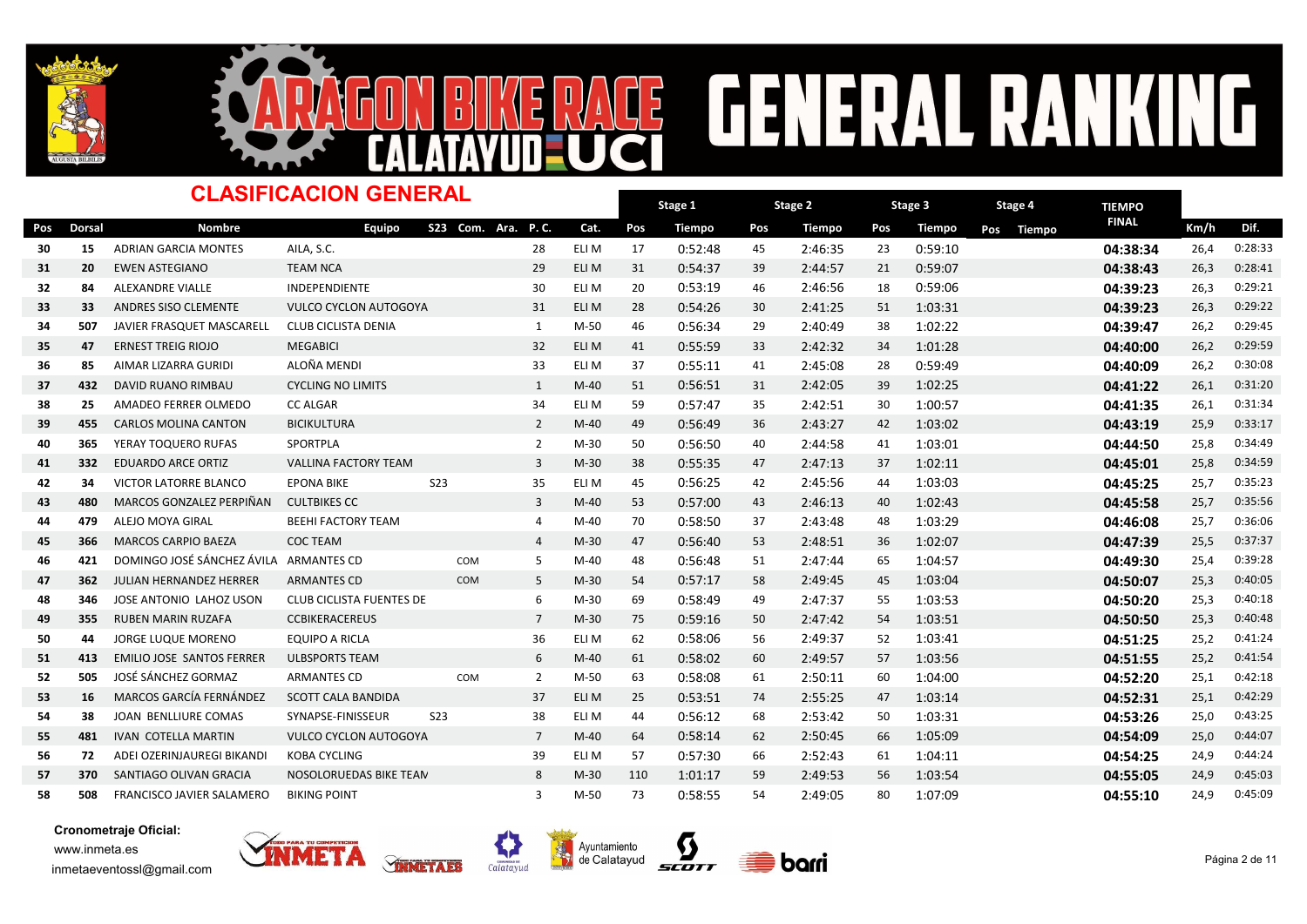# ARAGON BIKE RACE CALATAYUD UCI GENERAL RANKING

## CLASIFICACION GENERAL

| Pos | Dorsal | Nombre | Equipo | S23 | Com. | Ara. | P. C. | Cat. | Stage 1 Pos | Stage 1 Tiempo | Stage 2 Pos | Stage 2 Tiempo | Stage 3 Pos | Stage 3 Tiempo | Stage 4 Pos | Stage 4 Tiempo | TIEMPO FINAL | Km/h | Dif. |
|---|---|---|---|---|---|---|---|---|---|---|---|---|---|---|---|---|---|---|---|
| 30 | 15 | ADRIAN GARCIA MONTES | AILA, S.C. | | | | 28 | ELI M | 17 | 0:52:48 | 45 | 2:46:35 | 23 | 0:59:10 | | | **04:38:34** | 26,4 | 0:28:33 |
| 31 | 20 | EWEN ASTEGIANO | TEAM NCA | | | | 29 | ELI M | 31 | 0:54:37 | 39 | 2:44:57 | 21 | 0:59:07 | | | **04:38:43** | 26,3 | 0:28:41 |
| 32 | 84 | ALEXANDRE VIALLE | INDEPENDIENTE | | | | 30 | ELI M | 20 | 0:53:19 | 46 | 2:46:56 | 18 | 0:59:06 | | | **04:39:23** | 26,3 | 0:29:21 |
| 33 | 33 | ANDRES SISO CLEMENTE | VULCO CYCLON AUTOGOYA | | | | 31 | ELI M | 28 | 0:54:26 | 30 | 2:41:25 | 51 | 1:03:31 | | | **04:39:23** | 26,3 | 0:29:22 |
| 34 | 507 | JAVIER FRASQUET MASCARELL | CLUB CICLISTA DENIA | | | | 1 | M-50 | 46 | 0:56:34 | 29 | 2:40:49 | 38 | 1:02:22 | | | **04:39:47** | 26,2 | 0:29:45 |
| 35 | 47 | ERNEST TREIG RIOJO | MEGABICI | | | | 32 | ELI M | 41 | 0:55:59 | 33 | 2:42:32 | 34 | 1:01:28 | | | **04:40:00** | 26,2 | 0:29:59 |
| 36 | 85 | AIMAR LIZARRA GURIDI | ALOÑA MENDI | | | | 33 | ELI M | 37 | 0:55:11 | 41 | 2:45:08 | 28 | 0:59:49 | | | **04:40:09** | 26,2 | 0:30:08 |
| 37 | 432 | DAVID RUANO RIMBAU | CYCLING NO LIMITS | | | | 1 | M-40 | 51 | 0:56:51 | 31 | 2:42:05 | 39 | 1:02:25 | | | **04:41:22** | 26,1 | 0:31:20 |
| 38 | 25 | AMADEO FERRER OLMEDO | CC ALGAR | | | | 34 | ELI M | 59 | 0:57:47 | 35 | 2:42:51 | 30 | 1:00:57 | | | **04:41:35** | 26,1 | 0:31:34 |
| 39 | 455 | CARLOS MOLINA CANTON | BICIKULTURA | | | | 2 | M-40 | 49 | 0:56:49 | 36 | 2:43:27 | 42 | 1:03:02 | | | **04:43:19** | 25,9 | 0:33:17 |
| 40 | 365 | YERAY TOQUERO RUFAS | SPORTPLA | | | | 2 | M-30 | 50 | 0:56:50 | 40 | 2:44:58 | 41 | 1:03:01 | | | **04:44:50** | 25,8 | 0:34:49 |
| 41 | 332 | EDUARDO ARCE ORTIZ | VALLINA FACTORY TEAM | | | | 3 | M-30 | 38 | 0:55:35 | 47 | 2:47:13 | 37 | 1:02:11 | | | **04:45:01** | 25,8 | 0:34:59 |
| 42 | 34 | VICTOR LATORRE BLANCO | EPONA BIKE | S23 | | | 35 | ELI M | 45 | 0:56:25 | 42 | 2:45:56 | 44 | 1:03:03 | | | **04:45:25** | 25,7 | 0:35:23 |
| 43 | 480 | MARCOS GONZALEZ PERPIÑAN | CULTBIKES CC | | | | 3 | M-40 | 53 | 0:57:00 | 43 | 2:46:13 | 40 | 1:02:43 | | | **04:45:58** | 25,7 | 0:35:56 |
| 44 | 479 | ALEJO MOYA GIRAL | BEEHI FACTORY TEAM | | | | 4 | M-40 | 70 | 0:58:50 | 37 | 2:43:48 | 48 | 1:03:29 | | | **04:46:08** | 25,7 | 0:36:06 |
| 45 | 366 | MARCOS CARPIO BAEZA | COC TEAM | | | | 4 | M-30 | 47 | 0:56:40 | 53 | 2:48:51 | 36 | 1:02:07 | | | **04:47:39** | 25,5 | 0:37:37 |
| 46 | 421 | DOMINGO JOSÉ SÁNCHEZ ÁVILA | ARMANTES CD | | COM | | 5 | M-40 | 48 | 0:56:48 | 51 | 2:47:44 | 65 | 1:04:57 | | | **04:49:30** | 25,4 | 0:39:28 |
| 47 | 362 | JULIAN HERNANDEZ HERRER | ARMANTES CD | | COM | | 5 | M-30 | 54 | 0:57:17 | 58 | 2:49:45 | 45 | 1:03:04 | | | **04:50:07** | 25,3 | 0:40:05 |
| 48 | 346 | JOSE ANTONIO LAHOZ USON | CLUB CICLISTA FUENTES DE | | | | 6 | M-30 | 69 | 0:58:49 | 49 | 2:47:37 | 55 | 1:03:53 | | | **04:50:20** | 25,3 | 0:40:18 |
| 49 | 355 | RUBEN MARIN RUZAFA | CCBIKERACEREUS | | | | 7 | M-30 | 75 | 0:59:16 | 50 | 2:47:42 | 54 | 1:03:51 | | | **04:50:50** | 25,3 | 0:40:48 |
| 50 | 44 | JORGE LUQUE MORENO | EQUIPO A RICLA | | | | 36 | ELI M | 62 | 0:58:06 | 56 | 2:49:37 | 52 | 1:03:41 | | | **04:51:25** | 25,2 | 0:41:24 |
| 51 | 413 | EMILIO JOSE SANTOS FERRER | ULBSPORTS TEAM | | | | 6 | M-40 | 61 | 0:58:02 | 60 | 2:49:57 | 57 | 1:03:56 | | | **04:51:55** | 25,2 | 0:41:54 |
| 52 | 505 | JOSÉ SÁNCHEZ GORMAZ | ARMANTES CD | | COM | | 2 | M-50 | 63 | 0:58:08 | 61 | 2:50:11 | 60 | 1:04:00 | | | **04:52:20** | 25,1 | 0:42:18 |
| 53 | 16 | MARCOS GARCÍA FERNÁNDEZ | SCOTT CALA BANDIDA | | | | 37 | ELI M | 25 | 0:53:51 | 74 | 2:55:25 | 47 | 1:03:14 | | | **04:52:31** | 25,1 | 0:42:29 |
| 54 | 38 | JOAN BENLLIURE COMAS | SYNAPSE-FINISSEUR | S23 | | | 38 | ELI M | 44 | 0:56:12 | 68 | 2:53:42 | 50 | 1:03:31 | | | **04:53:26** | 25,0 | 0:43:25 |
| 55 | 481 | IVAN COTELLA MARTIN | VULCO CYCLON AUTOGOYA | | | | 7 | M-40 | 64 | 0:58:14 | 62 | 2:50:45 | 66 | 1:05:09 | | | **04:54:09** | 25,0 | 0:44:07 |
| 56 | 72 | ADEI OZERINJAUREGI BIKANDI | KOBA CYCLING | | | | 39 | ELI M | 57 | 0:57:30 | 66 | 2:52:43 | 61 | 1:04:11 | | | **04:54:25** | 24,9 | 0:44:24 |
| 57 | 370 | SANTIAGO OLIVAN GRACIA | NOSOLORUEDAS BIKE TEAM | | | | 8 | M-30 | 110 | 1:01:17 | 59 | 2:49:53 | 56 | 1:03:54 | | | **04:55:05** | 24,9 | 0:45:03 |
| 58 | 508 | FRANCISCO JAVIER SALAMERO | BIKING POINT | | | | 3 | M-50 | 73 | 0:58:55 | 54 | 2:49:05 | 80 | 1:07:09 | | | **04:55:10** | 24,9 | 0:45:09 |

**Cronometraje Oficial:**
www.inmeta.es
inmetaeventossl@gmail.com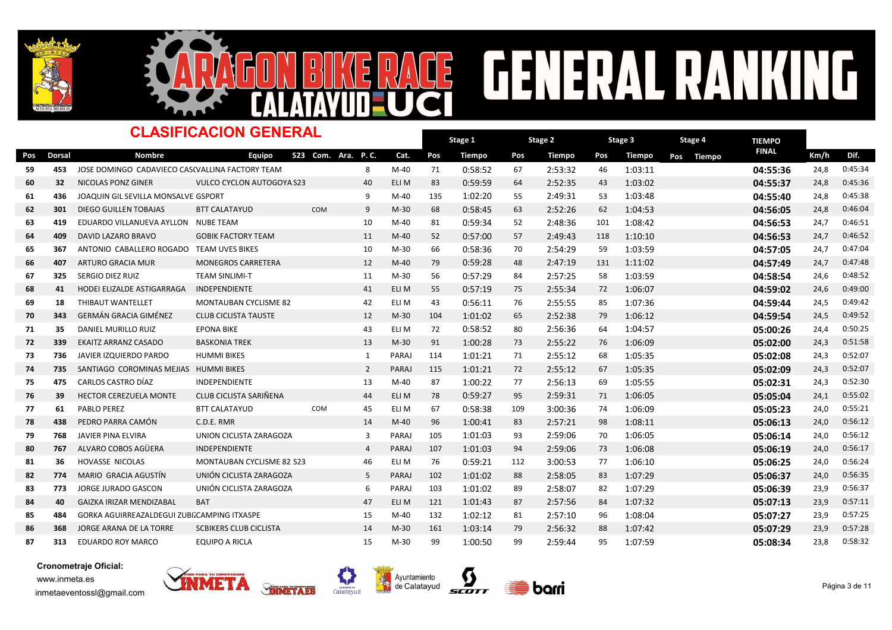# ARAGON BIKE RACE CALATAYUD UCI GENERAL RANKING

## CLASIFICACION GENERAL

| Pos | Dorsal | Nombre | Equipo | S23 | Com. | Ara. | P. C. | Cat. | Stage 1 Pos | Stage 1 Tiempo | Stage 2 Pos | Stage 2 Tiempo | Stage 3 Pos | Stage 3 Tiempo | Stage 4 Pos | Stage 4 Tiempo | TIEMPO FINAL | Km/h | Dif. |
|---|---|---|---|---|---|---|---|---|---|---|---|---|---|---|---|---|---|---|---|
| 59 | 453 | JOSE DOMINGO CADAVIECO CAS( | VALLINA FACTORY TEAM | | | | 8 | M-40 | 71 | 0:58:52 | 67 | 2:53:32 | 46 | 1:03:11 | | | **04:55:36** | 24,8 | 0:45:34 |
| 60 | 32 | NICOLAS PONZ GINER | VULCO CYCLON AUTOGOYA S23 | | | | 40 | ELI M | 83 | 0:59:59 | 64 | 2:52:35 | 43 | 1:03:02 | | | **04:55:37** | 24,8 | 0:45:36 |
| 61 | 436 | JOAQUIN GIL SEVILLA MONSALVE | GSPORT | | | | 9 | M-40 | 135 | 1:02:20 | 55 | 2:49:31 | 53 | 1:03:48 | | | **04:55:40** | 24,8 | 0:45:38 |
| 62 | 301 | DIEGO GUILLEN TOBAJAS | BTT CALATAYUD | | COM | | 9 | M-30 | 68 | 0:58:45 | 63 | 2:52:26 | 62 | 1:04:53 | | | **04:56:05** | 24,8 | 0:46:04 |
| 63 | 419 | EDUARDO VILLANUEVA AYLLON | NUBE TEAM | | | | 10 | M-40 | 81 | 0:59:34 | 52 | 2:48:36 | 101 | 1:08:42 | | | **04:56:53** | 24,7 | 0:46:51 |
| 64 | 409 | DAVID LAZARO BRAVO | GOBIK FACTORY TEAM | | | | 11 | M-40 | 52 | 0:57:00 | 57 | 2:49:43 | 118 | 1:10:10 | | | **04:56:53** | 24,7 | 0:46:52 |
| 65 | 367 | ANTONIO CABALLERO ROGADO | TEAM UVES BIKES | | | | 10 | M-30 | 66 | 0:58:36 | 70 | 2:54:29 | 59 | 1:03:59 | | | **04:57:05** | 24,7 | 0:47:04 |
| 66 | 407 | ARTURO GRACIA MUR | MONEGROS CARRETERA | | | | 12 | M-40 | 79 | 0:59:28 | 48 | 2:47:19 | 131 | 1:11:02 | | | **04:57:49** | 24,7 | 0:47:48 |
| 67 | 325 | SERGIO DIEZ RUIZ | TEAM SINLIMI-T | | | | 11 | M-30 | 56 | 0:57:29 | 84 | 2:57:25 | 58 | 1:03:59 | | | **04:58:54** | 24,6 | 0:48:52 |
| 68 | 41 | HODEI ELIZALDE ASTIGARRAGA | INDEPENDIENTE | | | | 41 | ELI M | 55 | 0:57:19 | 75 | 2:55:34 | 72 | 1:06:07 | | | **04:59:02** | 24,6 | 0:49:00 |
| 69 | 18 | THIBAUT WANTELLET | MONTAUBAN CYCLISME 82 | | | | 42 | ELI M | 43 | 0:56:11 | 76 | 2:55:55 | 85 | 1:07:36 | | | **04:59:44** | 24,5 | 0:49:42 |
| 70 | 343 | GERMÁN GRACIA GIMÉNEZ | CLUB CICLISTA TAUSTE | | | | 12 | M-30 | 104 | 1:01:02 | 65 | 2:52:38 | 79 | 1:06:12 | | | **04:59:54** | 24,5 | 0:49:52 |
| 71 | 35 | DANIEL MURILLO RUIZ | EPONA BIKE | | | | 43 | ELI M | 72 | 0:58:52 | 80 | 2:56:36 | 64 | 1:04:57 | | | **05:00:26** | 24,4 | 0:50:25 |
| 72 | 339 | EKAITZ ARRANZ CASADO | BASKONIA TREK | | | | 13 | M-30 | 91 | 1:00:28 | 73 | 2:55:22 | 76 | 1:06:09 | | | **05:02:00** | 24,3 | 0:51:58 |
| 73 | 736 | JAVIER IZQUIERDO PARDO | HUMMI BIKES | | | | 1 | PARAJ | 114 | 1:01:21 | 71 | 2:55:12 | 68 | 1:05:35 | | | **05:02:08** | 24,3 | 0:52:07 |
| 74 | 735 | SANTIAGO COROMINAS MEJIAS | HUMMI BIKES | | | | 2 | PARAJ | 115 | 1:01:21 | 72 | 2:55:12 | 67 | 1:05:35 | | | **05:02:09** | 24,3 | 0:52:07 |
| 75 | 475 | CARLOS CASTRO DÍAZ | INDEPENDIENTE | | | | 13 | M-40 | 87 | 1:00:22 | 77 | 2:56:13 | 69 | 1:05:55 | | | **05:02:31** | 24,3 | 0:52:30 |
| 76 | 39 | HECTOR CEREZUELA MONTE | CLUB CICLISTA SARIÑENA | | | | 44 | ELI M | 78 | 0:59:27 | 95 | 2:59:31 | 71 | 1:06:05 | | | **05:05:04** | 24,1 | 0:55:02 |
| 77 | 61 | PABLO PEREZ | BTT CALATAYUD | | COM | | 45 | ELI M | 67 | 0:58:38 | 109 | 3:00:36 | 74 | 1:06:09 | | | **05:05:23** | 24,0 | 0:55:21 |
| 78 | 438 | PEDRO PARRA CAMÓN | C.D.E. RMR | | | | 14 | M-40 | 96 | 1:00:41 | 83 | 2:57:21 | 98 | 1:08:11 | | | **05:06:13** | 24,0 | 0:56:12 |
| 79 | 768 | JAVIER PINA ELVIRA | UNION CICLISTA ZARAGOZA | | | | 3 | PARAJ | 105 | 1:01:03 | 93 | 2:59:06 | 70 | 1:06:05 | | | **05:06:14** | 24,0 | 0:56:12 |
| 80 | 767 | ALVARO COBOS AGÜERA | INDEPENDIENTE | | | | 4 | PARAJ | 107 | 1:01:03 | 94 | 2:59:06 | 73 | 1:06:08 | | | **05:06:19** | 24,0 | 0:56:17 |
| 81 | 36 | HOVASSE NICOLAS | MONTAUBAN CYCLISME 82 S23 | | | | 46 | ELI M | 76 | 0:59:21 | 112 | 3:00:53 | 77 | 1:06:10 | | | **05:06:25** | 24,0 | 0:56:24 |
| 82 | 774 | MARIO GRACIA AGUSTÍN | UNIÓN CICLISTA ZARAGOZA | | | | 5 | PARAJ | 102 | 1:01:02 | 88 | 2:58:05 | 83 | 1:07:29 | | | **05:06:37** | 24,0 | 0:56:35 |
| 83 | 773 | JORGE JURADO GASCON | UNIÓN CICLISTA ZARAGOZA | | | | 6 | PARAJ | 103 | 1:01:02 | 89 | 2:58:07 | 82 | 1:07:29 | | | **05:06:39** | 23,9 | 0:56:37 |
| 84 | 40 | GAIZKA IRIZAR MENDIZABAL | BAT | | | | 47 | ELI M | 121 | 1:01:43 | 87 | 2:57:56 | 84 | 1:07:32 | | | **05:07:13** | 23,9 | 0:57:11 |
| 85 | 484 | GORKA AGUIRREAZALDEGUI ZUBI | CAMPING ITXASPE | | | | 15 | M-40 | 132 | 1:02:12 | 81 | 2:57:10 | 96 | 1:08:04 | | | **05:07:27** | 23,9 | 0:57:25 |
| 86 | 368 | JORGE ARANA DE LA TORRE | SCBIKERS CLUB CICLISTA | | | | 14 | M-30 | 161 | 1:03:14 | 79 | 2:56:32 | 88 | 1:07:42 | | | **05:07:29** | 23,9 | 0:57:28 |
| 87 | 313 | EDUARDO ROY MARCO | EQUIPO A RICLA | | | | 15 | M-30 | 99 | 1:00:50 | 99 | 2:59:44 | 95 | 1:07:59 | | | **05:08:34** | 23,8 | 0:58:32 |

**Cronometraje Oficial:**
www.inmeta.es
inmetaeventossl@gmail.com

Ayuntamiento de Calatayud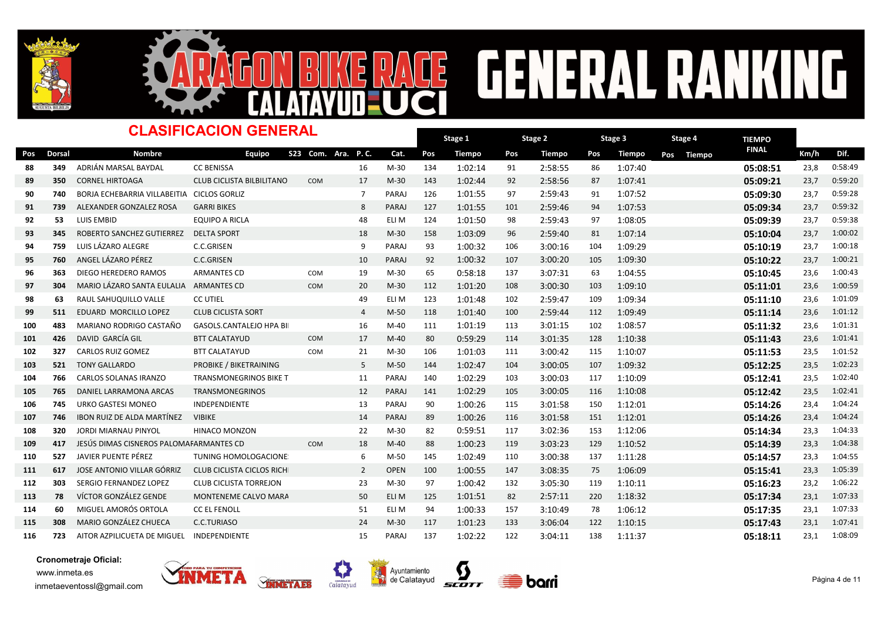# ARAGON BIKE RACE CALATAYUD UCI GENERAL RANKING

## CLASIFICACION GENERAL

| Pos | Dorsal | Nombre | Equipo | S23 | Com. | Ara. | P. C. | Cat. | Stage 1 Pos | Stage 1 Tiempo | Stage 2 Pos | Stage 2 Tiempo | Stage 3 Pos | Stage 3 Tiempo | Stage 4 Pos | Stage 4 Tiempo | TIEMPO FINAL | Km/h | Dif. |
|---|---|---|---|---|---|---|---|---|---|---|---|---|---|---|---|---|---|---|---|
| 88 | 349 | ADRIÁN MARSAL BAYDAL | CC BENISSA | | | | 16 | M-30 | 134 | 1:02:14 | 91 | 2:58:55 | 86 | 1:07:40 | | | **05:08:51** | 23,8 | 0:58:49 |
| 89 | 350 | CORNEL HIRTOAGA | CLUB CICLISTA BILBILITANO | | COM | | 17 | M-30 | 143 | 1:02:44 | 92 | 2:58:56 | 87 | 1:07:41 | | | **05:09:21** | 23,7 | 0:59:20 |
| 90 | 740 | BORJA ECHEBARRIA VILLABEITIA | CICLOS GORLIZ | | | | 7 | PARAJ | 126 | 1:01:55 | 97 | 2:59:43 | 91 | 1:07:52 | | | **05:09:30** | 23,7 | 0:59:28 |
| 91 | 739 | ALEXANDER GONZALEZ ROSA | GARRI BIKES | | | | 8 | PARAJ | 127 | 1:01:55 | 101 | 2:59:46 | 94 | 1:07:53 | | | **05:09:34** | 23,7 | 0:59:32 |
| 92 | 53 | LUIS EMBID | EQUIPO A RICLA | | | | 48 | ELI M | 124 | 1:01:50 | 98 | 2:59:43 | 97 | 1:08:05 | | | **05:09:39** | 23,7 | 0:59:38 |
| 93 | 345 | ROBERTO SANCHEZ GUTIERREZ | DELTA SPORT | | | | 18 | M-30 | 158 | 1:03:09 | 96 | 2:59:40 | 81 | 1:07:14 | | | **05:10:04** | 23,7 | 1:00:02 |
| 94 | 759 | LUIS LÁZARO ALEGRE | C.C.GRISEN | | | | 9 | PARAJ | 93 | 1:00:32 | 106 | 3:00:16 | 104 | 1:09:29 | | | **05:10:19** | 23,7 | 1:00:18 |
| 95 | 760 | ANGEL LÁZARO PÉREZ | C.C.GRISEN | | | | 10 | PARAJ | 92 | 1:00:32 | 107 | 3:00:20 | 105 | 1:09:30 | | | **05:10:22** | 23,7 | 1:00:21 |
| 96 | 363 | DIEGO HEREDERO RAMOS | ARMANTES CD | | COM | | 19 | M-30 | 65 | 0:58:18 | 137 | 3:07:31 | 63 | 1:04:55 | | | **05:10:45** | 23,6 | 1:00:43 |
| 97 | 304 | MARIO LÁZARO SANTA EULALIA | ARMANTES CD | | COM | | 20 | M-30 | 112 | 1:01:20 | 108 | 3:00:30 | 103 | 1:09:10 | | | **05:11:01** | 23,6 | 1:00:59 |
| 98 | 63 | RAUL SAHUQUILLO VALLE | CC UTIEL | | | | 49 | ELI M | 123 | 1:01:48 | 102 | 2:59:47 | 109 | 1:09:34 | | | **05:11:10** | 23,6 | 1:01:09 |
| 99 | 511 | EDUARD MORCILLO LOPEZ | CLUB CICLISTA SORT | | | | 4 | M-50 | 118 | 1:01:40 | 100 | 2:59:44 | 112 | 1:09:49 | | | **05:11:14** | 23,6 | 1:01:12 |
| 100 | 483 | MARIANO RODRIGO CASTAÑO | GASOLS.CANTALEJO HPA BII | | | | 16 | M-40 | 111 | 1:01:19 | 113 | 3:01:15 | 102 | 1:08:57 | | | **05:11:32** | 23,6 | 1:01:31 |
| 101 | 426 | DAVID GARCÍA GIL | BTT CALATAYUD | | COM | | 17 | M-40 | 80 | 0:59:29 | 114 | 3:01:35 | 128 | 1:10:38 | | | **05:11:43** | 23,6 | 1:01:41 |
| 102 | 327 | CARLOS RUIZ GOMEZ | BTT CALATAYUD | | COM | | 21 | M-30 | 106 | 1:01:03 | 111 | 3:00:42 | 115 | 1:10:07 | | | **05:11:53** | 23,5 | 1:01:52 |
| 103 | 521 | TONY GALLARDO | PROBIKE / BIKETRAINING | | | | 5 | M-50 | 144 | 1:02:47 | 104 | 3:00:05 | 107 | 1:09:32 | | | **05:12:25** | 23,5 | 1:02:23 |
| 104 | 766 | CARLOS SOLANAS IRANZO | TRANSMONEGRINOS BIKE T | | | | 11 | PARAJ | 140 | 1:02:29 | 103 | 3:00:03 | 117 | 1:10:09 | | | **05:12:41** | 23,5 | 1:02:40 |
| 105 | 765 | DANIEL LARRAMONA ARCAS | TRANSMONEGRINOS | | | | 12 | PARAJ | 141 | 1:02:29 | 105 | 3:00:05 | 116 | 1:10:08 | | | **05:12:42** | 23,5 | 1:02:41 |
| 106 | 745 | URKO GASTESI MONEO | INDEPENDIENTE | | | | 13 | PARAJ | 90 | 1:00:26 | 115 | 3:01:58 | 150 | 1:12:01 | | | **05:14:26** | 23,4 | 1:04:24 |
| 107 | 746 | IBON RUIZ DE ALDA MARTÍNEZ | VIBIKE | | | | 14 | PARAJ | 89 | 1:00:26 | 116 | 3:01:58 | 151 | 1:12:01 | | | **05:14:26** | 23,4 | 1:04:24 |
| 108 | 320 | JORDI MIARNAU PINYOL | HINACO MONZON | | | | 22 | M-30 | 82 | 0:59:51 | 117 | 3:02:36 | 153 | 1:12:06 | | | **05:14:34** | 23,3 | 1:04:33 |
| 109 | 417 | JESÚS DIMAS CISNEROS PALOMA | ARMANTES CD | | COM | | 18 | M-40 | 88 | 1:00:23 | 119 | 3:03:23 | 129 | 1:10:52 | | | **05:14:39** | 23,3 | 1:04:38 |
| 110 | 527 | JAVIER PUENTE PÉREZ | TUNING HOMOLOGACIONE | | | | 6 | M-50 | 145 | 1:02:49 | 110 | 3:00:38 | 137 | 1:11:28 | | | **05:14:57** | 23,3 | 1:04:55 |
| 111 | 617 | JOSE ANTONIO VILLAR GÓRRIZ | CLUB CICLISTA CICLOS RICH | | | | 2 | OPEN | 100 | 1:00:55 | 147 | 3:08:35 | 75 | 1:06:09 | | | **05:15:41** | 23,3 | 1:05:39 |
| 112 | 303 | SERGIO FERNANDEZ LOPEZ | CLUB CICLISTA TORREJON | | | | 23 | M-30 | 97 | 1:00:42 | 132 | 3:05:30 | 119 | 1:10:11 | | | **05:16:23** | 23,2 | 1:06:22 |
| 113 | 78 | VÍCTOR GONZÁLEZ GENDE | MONTENEME CALVO MARA | | | | 50 | ELI M | 125 | 1:01:51 | 82 | 2:57:11 | 220 | 1:18:32 | | | **05:17:34** | 23,1 | 1:07:33 |
| 114 | 60 | MIGUEL AMORÓS ORTOLA | CC EL FENOLL | | | | 51 | ELI M | 94 | 1:00:33 | 157 | 3:10:49 | 78 | 1:06:12 | | | **05:17:35** | 23,1 | 1:07:33 |
| 115 | 308 | MARIO GONZÁLEZ CHUECA | C.C.TURIASO | | | | 24 | M-30 | 117 | 1:01:23 | 133 | 3:06:04 | 122 | 1:10:15 | | | **05:17:43** | 23,1 | 1:07:41 |
| 116 | 723 | AITOR AZPILICUETA DE MIGUEL | INDEPENDIENTE | | | | 15 | PARAJ | 137 | 1:02:22 | 122 | 3:04:11 | 138 | 1:11:37 | | | **05:18:11** | 23,1 | 1:08:09 |

**Cronometraje Oficial:**
www.inmeta.es
inmetaeventossl@gmail.com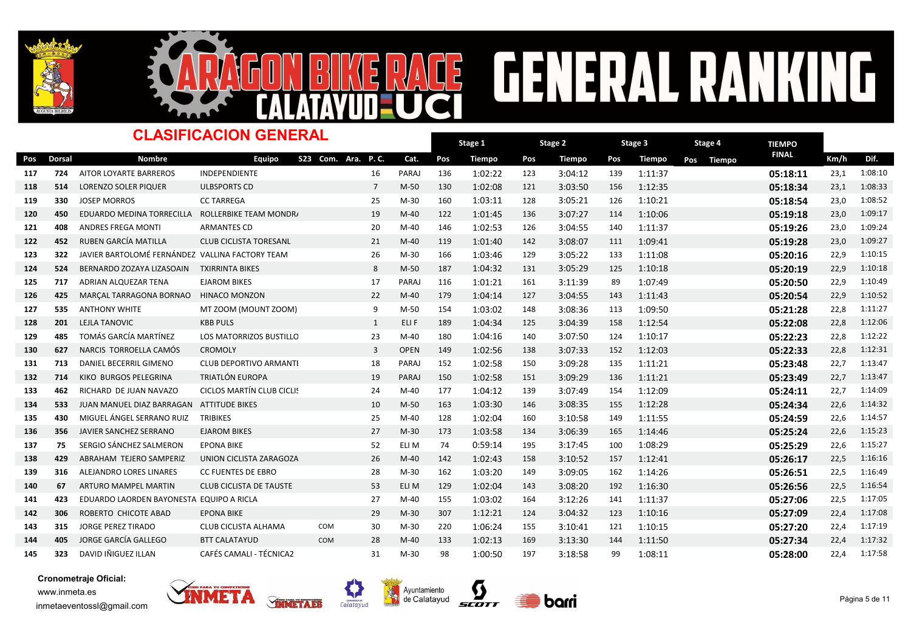# ARAGON BIKE RACE CALATAYUD UCI — GENERAL RANKING

## CLASIFICACION GENERAL

| Pos | Dorsal | Nombre | Equipo | S23 | Com. | Ara. | P. C. | Cat. | Stage 1 Pos | Stage 1 Tiempo | Stage 2 Pos | Stage 2 Tiempo | Stage 3 Pos | Stage 3 Tiempo | Stage 4 Pos | Stage 4 Tiempo | TIEMPO FINAL | Km/h | Dif. |
|---|---|---|---|---|---|---|---|---|---|---|---|---|---|---|---|---|---|---|---|
| 117 | 724 | AITOR LOYARTE BARREROS | INDEPENDIENTE | | | | 16 | PARAJ | 136 | 1:02:22 | 123 | 3:04:12 | 139 | 1:11:37 | | | **05:18:11** | 23,1 | 1:08:10 |
| 118 | 514 | LORENZO SOLER PIQUER | ULBSPORTS CD | | | | 7 | M-50 | 130 | 1:02:08 | 121 | 3:03:50 | 156 | 1:12:35 | | | **05:18:34** | 23,1 | 1:08:33 |
| 119 | 330 | JOSEP MORROS | CC TARREGA | | | | 25 | M-30 | 160 | 1:03:11 | 128 | 3:05:21 | 126 | 1:10:21 | | | **05:18:54** | 23,0 | 1:08:52 |
| 120 | 450 | EDUARDO MEDINA TORRECILLA | ROLLERBIKE TEAM MONDR/ | | | | 19 | M-40 | 122 | 1:01:45 | 136 | 3:07:27 | 114 | 1:10:06 | | | **05:19:18** | 23,0 | 1:09:17 |
| 121 | 408 | ANDRES FREGA MONTI | ARMANTES CD | | | | 20 | M-40 | 146 | 1:02:53 | 126 | 3:04:55 | 140 | 1:11:37 | | | **05:19:26** | 23,0 | 1:09:24 |
| 122 | 452 | RUBEN GARCÍA MATILLA | CLUB CICLISTA TORESANL | | | | 21 | M-40 | 119 | 1:01:40 | 142 | 3:08:07 | 111 | 1:09:41 | | | **05:19:28** | 23,0 | 1:09:27 |
| 123 | 322 | JAVIER BARTOLOMÉ FERNÁNDEZ | VALLINA FACTORY TEAM | | | | 26 | M-30 | 166 | 1:03:46 | 129 | 3:05:22 | 133 | 1:11:08 | | | **05:20:16** | 22,9 | 1:10:15 |
| 124 | 524 | BERNARDO ZOZAYA LIZASOAIN | TXIRRINTA BIKES | | | | 8 | M-50 | 187 | 1:04:32 | 131 | 3:05:29 | 125 | 1:10:18 | | | **05:20:19** | 22,9 | 1:10:18 |
| 125 | 717 | ADRIAN ALQUEZAR TENA | EJAROM BIKES | | | | 17 | PARAJ | 116 | 1:01:21 | 161 | 3:11:39 | 89 | 1:07:49 | | | **05:20:50** | 22,9 | 1:10:49 |
| 126 | 425 | MARÇAL TARRAGONA BORNAO | HINACO MONZON | | | | 22 | M-40 | 179 | 1:04:14 | 127 | 3:04:55 | 143 | 1:11:43 | | | **05:20:54** | 22,9 | 1:10:52 |
| 127 | 535 | ANTHONY WHITE | MT ZOOM (MOUNT ZOOM) | | | | 9 | M-50 | 154 | 1:03:02 | 148 | 3:08:36 | 113 | 1:09:50 | | | **05:21:28** | 22,8 | 1:11:27 |
| 128 | 201 | LEJLA TANOVIC | KBB PULS | | | | 1 | ELI F | 189 | 1:04:34 | 125 | 3:04:39 | 158 | 1:12:54 | | | **05:22:08** | 22,8 | 1:12:06 |
| 129 | 485 | TOMÁS GARCÍA MARTÍNEZ | LOS MATORRIZOS BUSTILLO | | | | 23 | M-40 | 180 | 1:04:16 | 140 | 3:07:50 | 124 | 1:10:17 | | | **05:22:23** | 22,8 | 1:12:22 |
| 130 | 627 | NARCIS TORROELLA CAMÓS | CROMOLY | | | | 3 | OPEN | 149 | 1:02:56 | 138 | 3:07:33 | 152 | 1:12:03 | | | **05:22:33** | 22,8 | 1:12:31 |
| 131 | 713 | DANIEL BECERRIL GIMENO | CLUB DEPORTIVO ARMANTI | | | | 18 | PARAJ | 152 | 1:02:58 | 150 | 3:09:28 | 135 | 1:11:21 | | | **05:23:48** | 22,7 | 1:13:47 |
| 132 | 714 | KIKO BURGOS PELEGRINA | TRIATLÓN EUROPA | | | | 19 | PARAJ | 150 | 1:02:58 | 151 | 3:09:29 | 136 | 1:11:21 | | | **05:23:49** | 22,7 | 1:13:47 |
| 133 | 462 | RICHARD DE JUAN NAVAZO | CICLOS MARTÍN CLUB CICLIS | | | | 24 | M-40 | 177 | 1:04:12 | 139 | 3:07:49 | 154 | 1:12:09 | | | **05:24:11** | 22,7 | 1:14:09 |
| 134 | 533 | JUAN MANUEL DIAZ BARRAGAN | ATTITUDE BIKES | | | | 10 | M-50 | 163 | 1:03:30 | 146 | 3:08:35 | 155 | 1:12:28 | | | **05:24:34** | 22,6 | 1:14:32 |
| 135 | 430 | MIGUEL ÁNGEL SERRANO RUIZ | TRIBIKES | | | | 25 | M-40 | 128 | 1:02:04 | 160 | 3:10:58 | 149 | 1:11:55 | | | **05:24:59** | 22,6 | 1:14:57 |
| 136 | 356 | JAVIER SANCHEZ SERRANO | EJAROM BIKES | | | | 27 | M-30 | 173 | 1:03:58 | 134 | 3:06:39 | 165 | 1:14:46 | | | **05:25:24** | 22,6 | 1:15:23 |
| 137 | 75 | SERGIO SÁNCHEZ SALMERON | EPONA BIKE | | | | 52 | ELI M | 74 | 0:59:14 | 195 | 3:17:45 | 100 | 1:08:29 | | | **05:25:29** | 22,6 | 1:15:27 |
| 138 | 429 | ABRAHAM TEJERO SAMPERIZ | UNION CICLISTA ZARAGOZA | | | | 26 | M-40 | 142 | 1:02:43 | 158 | 3:10:52 | 157 | 1:12:41 | | | **05:26:17** | 22,5 | 1:16:16 |
| 139 | 316 | ALEJANDRO LORES LINARES | CC FUENTES DE EBRO | | | | 28 | M-30 | 162 | 1:03:20 | 149 | 3:09:05 | 162 | 1:14:26 | | | **05:26:51** | 22,5 | 1:16:49 |
| 140 | 67 | ARTURO MAMPEL MARTIN | CLUB CICLISTA DE TAUSTE | | | | 53 | ELI M | 129 | 1:02:04 | 143 | 3:08:20 | 192 | 1:16:30 | | | **05:26:56** | 22,5 | 1:16:54 |
| 141 | 423 | EDUARDO LAORDEN BAYONESTA | EQUIPO A RICLA | | | | 27 | M-40 | 155 | 1:03:02 | 164 | 3:12:26 | 141 | 1:11:37 | | | **05:27:06** | 22,5 | 1:17:05 |
| 142 | 306 | ROBERTO CHICOTE ABAD | EPONA BIKE | | | | 29 | M-30 | 307 | 1:12:21 | 124 | 3:04:32 | 123 | 1:10:16 | | | **05:27:09** | 22,4 | 1:17:08 |
| 143 | 315 | JORGE PEREZ TIRADO | CLUB CICLISTA ALHAMA | | COM | | 30 | M-30 | 220 | 1:06:24 | 155 | 3:10:41 | 121 | 1:10:15 | | | **05:27:20** | 22,4 | 1:17:19 |
| 144 | 405 | JORGE GARCÍA GALLEGO | BTT CALATAYUD | | COM | | 28 | M-40 | 133 | 1:02:13 | 169 | 3:13:30 | 144 | 1:11:50 | | | **05:27:34** | 22,4 | 1:17:32 |
| 145 | 323 | DAVID IÑIGUEZ ILLAN | CAFÉS CAMALI - TÉCNICA2 | | | | 31 | M-30 | 98 | 1:00:50 | 197 | 3:18:58 | 99 | 1:08:11 | | | **05:28:00** | 22,4 | 1:17:58 |

**Cronometraje Oficial:**
www.inmeta.es
inmetaeventossl@gmail.com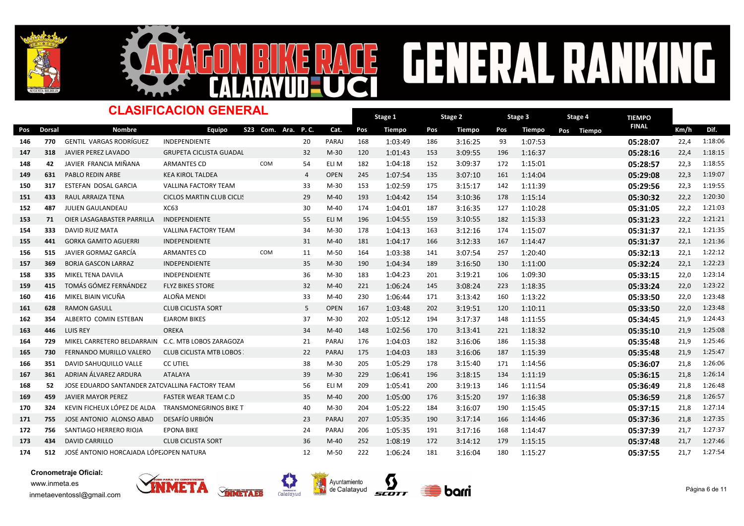# ARAGON BIKE RACE CALATAYUD UCI GENERAL RANKING

## CLASIFICACION GENERAL

| Pos | Dorsal | Nombre | Equipo | S23 | Com. | Ara. | P. C. | Cat. | Stage 1 Pos | Stage 1 Tiempo | Stage 2 Pos | Stage 2 Tiempo | Stage 3 Pos | Stage 3 Tiempo | Stage 4 Pos | Stage 4 Tiempo | TIEMPO FINAL | Km/h | Dif. |
|---|---|---|---|---|---|---|---|---|---|---|---|---|---|---|---|---|---|---|---|
| 146 | 770 | GENTIL VARGAS RODRÍGUEZ | INDEPENDIENTE | | | | 20 | PARAJ | 168 | 1:03:49 | 186 | 3:16:25 | 93 | 1:07:53 | | | **05:28:07** | 22,4 | 1:18:06 |
| 147 | 318 | JAVIER PEREZ LAVADO | GRUPETA CICLISTA GUADAL | | | | 32 | M-30 | 120 | 1:01:43 | 153 | 3:09:55 | 196 | 1:16:37 | | | **05:28:16** | 22,4 | 1:18:15 |
| 148 | 42 | JAVIER FRANCIA MIÑANA | ARMANTES CD | | COM | | 54 | ELI M | 182 | 1:04:18 | 152 | 3:09:37 | 172 | 1:15:01 | | | **05:28:57** | 22,3 | 1:18:55 |
| 149 | 631 | PABLO REDIN ARBE | KEA KIROL TALDEA | | | | 4 | OPEN | 245 | 1:07:54 | 135 | 3:07:10 | 161 | 1:14:04 | | | **05:29:08** | 22,3 | 1:19:07 |
| 150 | 317 | ESTEFAN DOSAL GARCIA | VALLINA FACTORY TEAM | | | | 33 | M-30 | 153 | 1:02:59 | 175 | 3:15:17 | 142 | 1:11:39 | | | **05:29:56** | 22,3 | 1:19:55 |
| 151 | 433 | RAUL ARRAIZA TENA | CICLOS MARTIN CLUB CICLIS | | | | 29 | M-40 | 193 | 1:04:42 | 154 | 3:10:36 | 178 | 1:15:14 | | | **05:30:32** | 22,2 | 1:20:30 |
| 152 | 487 | JULIEN GAULANDEAU | XC63 | | | | 30 | M-40 | 174 | 1:04:01 | 187 | 3:16:35 | 127 | 1:10:28 | | | **05:31:05** | 22,2 | 1:21:03 |
| 153 | 71 | OIER LASAGABASTER PARRILLA | INDEPENDIENTE | | | | 55 | ELI M | 196 | 1:04:55 | 159 | 3:10:55 | 182 | 1:15:33 | | | **05:31:23** | 22,2 | 1:21:21 |
| 154 | 333 | DAVID RUIZ MATA | VALLINA FACTORY TEAM | | | | 34 | M-30 | 178 | 1:04:13 | 163 | 3:12:16 | 174 | 1:15:07 | | | **05:31:37** | 22,1 | 1:21:35 |
| 155 | 441 | GORKA GAMITO AGUERRI | INDEPENDIENTE | | | | 31 | M-40 | 181 | 1:04:17 | 166 | 3:12:33 | 167 | 1:14:47 | | | **05:31:37** | 22,1 | 1:21:36 |
| 156 | 515 | JAVIER GORMAZ GARCÍA | ARMANTES CD | | COM | | 11 | M-50 | 164 | 1:03:38 | 141 | 3:07:54 | 257 | 1:20:40 | | | **05:32:13** | 22,1 | 1:22:12 |
| 157 | 369 | BORJA GASCON LARRAZ | INDEPENDIENTE | | | | 35 | M-30 | 190 | 1:04:34 | 189 | 3:16:50 | 130 | 1:11:00 | | | **05:32:24** | 22,1 | 1:22:23 |
| 158 | 335 | MIKEL TENA DAVILA | INDEPENDIENTE | | | | 36 | M-30 | 183 | 1:04:23 | 201 | 3:19:21 | 106 | 1:09:30 | | | **05:33:15** | 22,0 | 1:23:14 |
| 159 | 415 | TOMÁS GÓMEZ FERNÁNDEZ | FLYZ BIKES STORE | | | | 32 | M-40 | 221 | 1:06:24 | 145 | 3:08:24 | 223 | 1:18:35 | | | **05:33:24** | 22,0 | 1:23:22 |
| 160 | 416 | MIKEL BIAIN VICUÑA | ALOÑA MENDI | | | | 33 | M-40 | 230 | 1:06:44 | 171 | 3:13:42 | 160 | 1:13:22 | | | **05:33:50** | 22,0 | 1:23:48 |
| 161 | 628 | RAMON GASULL | CLUB CICLISTA SORT | | | | 5 | OPEN | 167 | 1:03:48 | 202 | 3:19:51 | 120 | 1:10:11 | | | **05:33:50** | 22,0 | 1:23:48 |
| 162 | 354 | ALBERTO COMIN ESTEBAN | EJAROM BIKES | | | | 37 | M-30 | 202 | 1:05:12 | 194 | 3:17:37 | 148 | 1:11:55 | | | **05:34:45** | 21,9 | 1:24:43 |
| 163 | 446 | LUIS REY | OREKA | | | | 34 | M-40 | 148 | 1:02:56 | 170 | 3:13:41 | 221 | 1:18:32 | | | **05:35:10** | 21,9 | 1:25:08 |
| 164 | 729 | MIKEL CARRETERO BELDARRAIN | C.C. MTB LOBOS ZARAGOZA | | | | 21 | PARAJ | 176 | 1:04:03 | 182 | 3:16:06 | 186 | 1:15:38 | | | **05:35:48** | 21,9 | 1:25:46 |
| 165 | 730 | FERNANDO MURILLO VALERO | CLUB CICLISTA MTB LOBOS | | | | 22 | PARAJ | 175 | 1:04:03 | 183 | 3:16:06 | 187 | 1:15:39 | | | **05:35:48** | 21,9 | 1:25:47 |
| 166 | 351 | DAVID SAHUQUILLO VALLE | CC UTIEL | | | | 38 | M-30 | 205 | 1:05:29 | 178 | 3:15:40 | 171 | 1:14:56 | | | **05:36:07** | 21,8 | 1:26:06 |
| 167 | 361 | ADRIAN ÁLVAREZ ARDURA | ATALAYA | | | | 39 | M-30 | 229 | 1:06:41 | 196 | 3:18:15 | 134 | 1:11:19 | | | **05:36:15** | 21,8 | 1:26:14 |
| 168 | 52 | JOSE EDUARDO SANTANDER ZATO | VALLINA FACTORY TEAM | | | | 56 | ELI M | 209 | 1:05:41 | 200 | 3:19:13 | 146 | 1:11:54 | | | **05:36:49** | 21,8 | 1:26:48 |
| 169 | 459 | JAVIER MAYOR PEREZ | FASTER WEAR TEAM C.D | | | | 35 | M-40 | 200 | 1:05:00 | 176 | 3:15:20 | 197 | 1:16:38 | | | **05:36:59** | 21,8 | 1:26:57 |
| 170 | 324 | KEVIN FICHEUX LÓPEZ DE ALDA | TRANSMONEGRINOS BIKE T | | | | 40 | M-30 | 204 | 1:05:22 | 184 | 3:16:07 | 190 | 1:15:45 | | | **05:37:15** | 21,8 | 1:27:14 |
| 171 | 755 | JOSE ANTONIO ALONSO ABAD | DESAFÍO URBIÓN | | | | 23 | PARAJ | 207 | 1:05:35 | 190 | 3:17:14 | 166 | 1:14:46 | | | **05:37:36** | 21,8 | 1:27:35 |
| 172 | 756 | SANTIAGO HERRERO RIOJA | EPONA BIKE | | | | 24 | PARAJ | 206 | 1:05:35 | 191 | 3:17:16 | 168 | 1:14:47 | | | **05:37:39** | 21,7 | 1:27:37 |
| 173 | 434 | DAVID CARRILLO | CLUB CICLISTA SORT | | | | 36 | M-40 | 252 | 1:08:19 | 172 | 3:14:12 | 179 | 1:15:15 | | | **05:37:48** | 21,7 | 1:27:46 |
| 174 | 512 | JOSÉ ANTONIO HORCAJADA LÓPEZ | OPEN NATURA | | | | 12 | M-50 | 222 | 1:06:24 | 181 | 3:16:04 | 180 | 1:15:27 | | | **05:37:55** | 21,7 | 1:27:54 |

**Cronometraje Oficial:**
www.inmeta.es
inmetaeventossl@gmail.com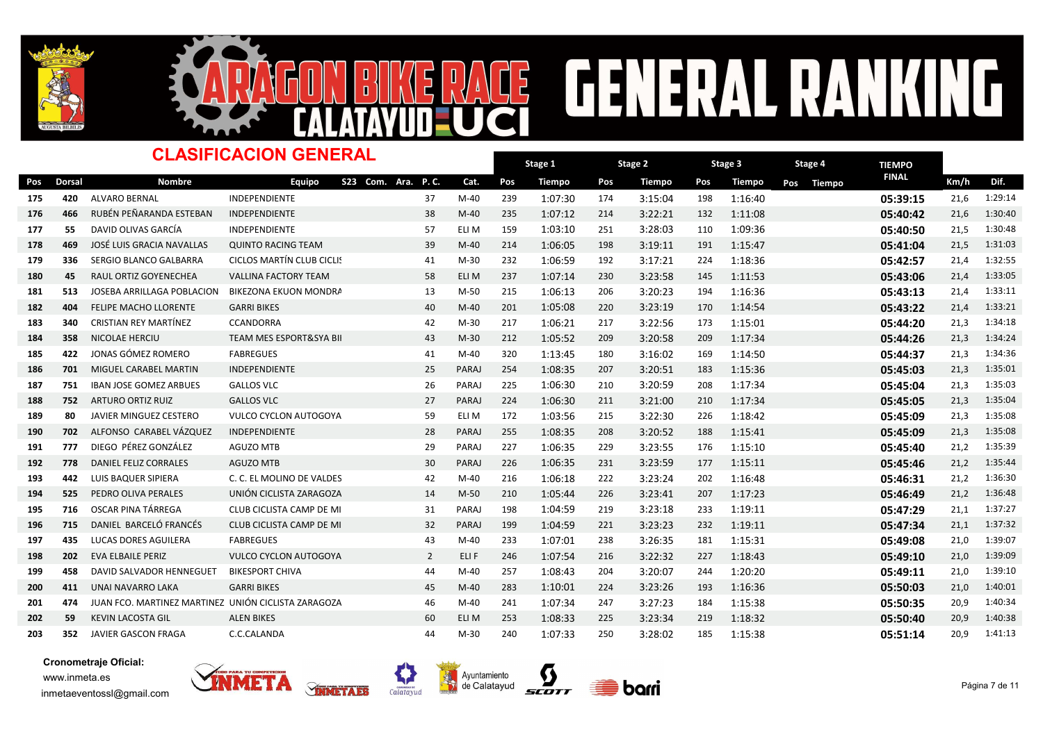# ARAGON BIKE RACE CALATAYUD UCI GENERAL RANKING

## CLASIFICACION GENERAL

| Pos | Dorsal | Nombre | Equipo | S23 | Com. | Ara. | P. C. | Cat. | Stage 1 Pos | Stage 1 Tiempo | Stage 2 Pos | Stage 2 Tiempo | Stage 3 Pos | Stage 3 Tiempo | Stage 4 Pos | Stage 4 Tiempo | TIEMPO FINAL | Km/h | Dif. |
|---|---|---|---|---|---|---|---|---|---|---|---|---|---|---|---|---|---|---|---|
| 175 | 420 | ALVARO BERNAL | INDEPENDIENTE | | | | 37 | M-40 | 239 | 1:07:30 | 174 | 3:15:04 | 198 | 1:16:40 | | | **05:39:15** | 21,6 | 1:29:14 |
| 176 | 466 | RUBÉN PEÑARANDA ESTEBAN | INDEPENDIENTE | | | | 38 | M-40 | 235 | 1:07:12 | 214 | 3:22:21 | 132 | 1:11:08 | | | **05:40:42** | 21,6 | 1:30:40 |
| 177 | 55 | DAVID OLIVAS GARCÍA | INDEPENDIENTE | | | | 57 | ELI M | 159 | 1:03:10 | 251 | 3:28:03 | 110 | 1:09:36 | | | **05:40:50** | 21,5 | 1:30:48 |
| 178 | 469 | JOSÉ LUIS GRACIA NAVALLAS | QUINTO RACING TEAM | | | | 39 | M-40 | 214 | 1:06:05 | 198 | 3:19:11 | 191 | 1:15:47 | | | **05:41:04** | 21,5 | 1:31:03 |
| 179 | 336 | SERGIO BLANCO GALBARRA | CICLOS MARTÍN CLUB CICLIS | | | | 41 | M-30 | 232 | 1:06:59 | 192 | 3:17:21 | 224 | 1:18:36 | | | **05:42:57** | 21,4 | 1:32:55 |
| 180 | 45 | RAUL ORTIZ GOYENECHEA | VALLINA FACTORY TEAM | | | | 58 | ELI M | 237 | 1:07:14 | 230 | 3:23:58 | 145 | 1:11:53 | | | **05:43:06** | 21,4 | 1:33:05 |
| 181 | 513 | JOSEBA ARRILLAGA POBLACION | BIKEZONA EKUON MONDRA | | | | 13 | M-50 | 215 | 1:06:13 | 206 | 3:20:23 | 194 | 1:16:36 | | | **05:43:13** | 21,4 | 1:33:11 |
| 182 | 404 | FELIPE MACHO LLORENTE | GARRI BIKES | | | | 40 | M-40 | 201 | 1:05:08 | 220 | 3:23:19 | 170 | 1:14:54 | | | **05:43:22** | 21,4 | 1:33:21 |
| 183 | 340 | CRISTIAN REY MARTÍNEZ | CCANDORRA | | | | 42 | M-30 | 217 | 1:06:21 | 217 | 3:22:56 | 173 | 1:15:01 | | | **05:44:20** | 21,3 | 1:34:18 |
| 184 | 358 | NICOLAE HERCIU | TEAM MES ESPORT&SYA BII | | | | 43 | M-30 | 212 | 1:05:52 | 209 | 3:20:58 | 209 | 1:17:34 | | | **05:44:26** | 21,3 | 1:34:24 |
| 185 | 422 | JONAS GÓMEZ ROMERO | FABREGUES | | | | 41 | M-40 | 320 | 1:13:45 | 180 | 3:16:02 | 169 | 1:14:50 | | | **05:44:37** | 21,3 | 1:34:36 |
| 186 | 701 | MIGUEL CARABEL MARTIN | INDEPENDIENTE | | | | 25 | PARAJ | 254 | 1:08:35 | 207 | 3:20:51 | 183 | 1:15:36 | | | **05:45:03** | 21,3 | 1:35:01 |
| 187 | 751 | IBAN JOSE GOMEZ ARBUES | GALLOS VLC | | | | 26 | PARAJ | 225 | 1:06:30 | 210 | 3:20:59 | 208 | 1:17:34 | | | **05:45:04** | 21,3 | 1:35:03 |
| 188 | 752 | ARTURO ORTIZ RUIZ | GALLOS VLC | | | | 27 | PARAJ | 224 | 1:06:30 | 211 | 3:21:00 | 210 | 1:17:34 | | | **05:45:05** | 21,3 | 1:35:04 |
| 189 | 80 | JAVIER MINGUEZ CESTERO | VULCO CYCLON AUTOGOYA | | | | 59 | ELI M | 172 | 1:03:56 | 215 | 3:22:30 | 226 | 1:18:42 | | | **05:45:09** | 21,3 | 1:35:08 |
| 190 | 702 | ALFONSO CARABEL VÁZQUEZ | INDEPENDIENTE | | | | 28 | PARAJ | 255 | 1:08:35 | 208 | 3:20:52 | 188 | 1:15:41 | | | **05:45:09** | 21,3 | 1:35:08 |
| 191 | 777 | DIEGO PÉREZ GONZÁLEZ | AGUZO MTB | | | | 29 | PARAJ | 227 | 1:06:35 | 229 | 3:23:55 | 176 | 1:15:10 | | | **05:45:40** | 21,2 | 1:35:39 |
| 192 | 778 | DANIEL FELIZ CORRALES | AGUZO MTB | | | | 30 | PARAJ | 226 | 1:06:35 | 231 | 3:23:59 | 177 | 1:15:11 | | | **05:45:46** | 21,2 | 1:35:44 |
| 193 | 442 | LUIS BAQUER SIPIERA | C. C. EL MOLINO DE VALDES | | | | 42 | M-40 | 216 | 1:06:18 | 222 | 3:23:24 | 202 | 1:16:48 | | | **05:46:31** | 21,2 | 1:36:30 |
| 194 | 525 | PEDRO OLIVA PERALES | UNIÓN CICLISTA ZARAGOZA | | | | 14 | M-50 | 210 | 1:05:44 | 226 | 3:23:41 | 207 | 1:17:23 | | | **05:46:49** | 21,2 | 1:36:48 |
| 195 | 716 | OSCAR PINA TÁRREGA | CLUB CICLISTA CAMP DE MI | | | | 31 | PARAJ | 198 | 1:04:59 | 219 | 3:23:18 | 233 | 1:19:11 | | | **05:47:29** | 21,1 | 1:37:27 |
| 196 | 715 | DANIEL BARCELÓ FRANCÉS | CLUB CICLISTA CAMP DE MI | | | | 32 | PARAJ | 199 | 1:04:59 | 221 | 3:23:23 | 232 | 1:19:11 | | | **05:47:34** | 21,1 | 1:37:32 |
| 197 | 435 | LUCAS DORES AGUILERA | FABREGUES | | | | 43 | M-40 | 233 | 1:07:01 | 238 | 3:26:35 | 181 | 1:15:31 | | | **05:49:08** | 21,0 | 1:39:07 |
| 198 | 202 | EVA ELBAILE PERIZ | VULCO CYCLON AUTOGOYA | | | | 2 | ELI F | 246 | 1:07:54 | 216 | 3:22:32 | 227 | 1:18:43 | | | **05:49:10** | 21,0 | 1:39:09 |
| 199 | 458 | DAVID SALVADOR HENNEGUET | BIKESPORT CHIVA | | | | 44 | M-40 | 257 | 1:08:43 | 204 | 3:20:07 | 244 | 1:20:20 | | | **05:49:11** | 21,0 | 1:39:10 |
| 200 | 411 | UNAI NAVARRO LAKA | GARRI BIKES | | | | 45 | M-40 | 283 | 1:10:01 | 224 | 3:23:26 | 193 | 1:16:36 | | | **05:50:03** | 21,0 | 1:40:01 |
| 201 | 474 | JUAN FCO. MARTINEZ MARTINEZ | UNIÓN CICLISTA ZARAGOZA | | | | 46 | M-40 | 241 | 1:07:34 | 247 | 3:27:23 | 184 | 1:15:38 | | | **05:50:35** | 20,9 | 1:40:34 |
| 202 | 59 | KEVIN LACOSTA GIL | ALEN BIKES | | | | 60 | ELI M | 253 | 1:08:33 | 225 | 3:23:34 | 219 | 1:18:32 | | | **05:50:40** | 20,9 | 1:40:38 |
| 203 | 352 | JAVIER GASCON FRAGA | C.C.CALANDA | | | | 44 | M-30 | 240 | 1:07:33 | 250 | 3:28:02 | 185 | 1:15:38 | | | **05:51:14** | 20,9 | 1:41:13 |

**Cronometraje Oficial:**
www.inmeta.es
inmetaeventossl@gmail.com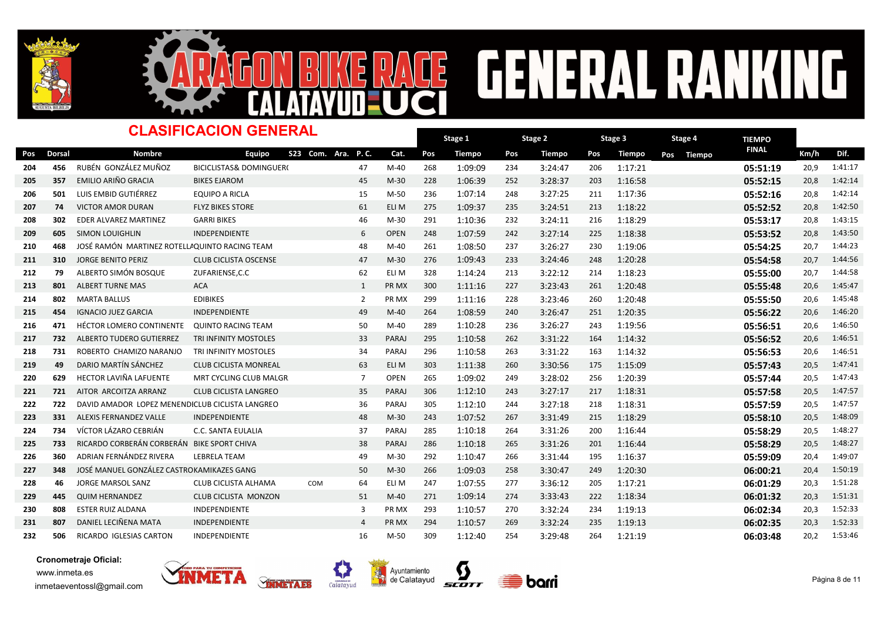# ARAGON BIKE RACE CALATAYUD UCI GENERAL RANKING

## CLASIFICACION GENERAL

| Pos | Dorsal | Nombre | Equipo | S23 | Com. | Ara. | P. C. | Cat. | Stage 1 Pos | Stage 1 Tiempo | Stage 2 Pos | Stage 2 Tiempo | Stage 3 Pos | Stage 3 Tiempo | Stage 4 Pos | Stage 4 Tiempo | TIEMPO FINAL | Km/h | Dif. |
|---|---|---|---|---|---|---|---|---|---|---|---|---|---|---|---|---|---|---|---|
| 204 | 456 | RUBÉN GONZÁLEZ MUÑOZ | BICICLISTAS& DOMINGUER( | | | | 47 | M-40 | 268 | 1:09:09 | 234 | 3:24:47 | 206 | 1:17:21 | | | **05:51:19** | 20,9 | 1:41:17 |
| 205 | 357 | EMILIO ARIÑO GRACIA | BIKES EJAROM | | | | 45 | M-30 | 228 | 1:06:39 | 252 | 3:28:37 | 203 | 1:16:58 | | | **05:52:15** | 20,8 | 1:42:14 |
| 206 | 501 | LUIS EMBID GUTIÉRREZ | EQUIPO A RICLA | | | | 15 | M-50 | 236 | 1:07:14 | 248 | 3:27:25 | 211 | 1:17:36 | | | **05:52:16** | 20,8 | 1:42:14 |
| 207 | 74 | VICTOR AMOR DURAN | FLYZ BIKES STORE | | | | 61 | ELI M | 275 | 1:09:37 | 235 | 3:24:51 | 213 | 1:18:22 | | | **05:52:52** | 20,8 | 1:42:50 |
| 208 | 302 | EDER ALVAREZ MARTINEZ | GARRI BIKES | | | | 46 | M-30 | 291 | 1:10:36 | 232 | 3:24:11 | 216 | 1:18:29 | | | **05:53:17** | 20,8 | 1:43:15 |
| 209 | 605 | SIMON LOUIGHLIN | INDEPENDIENTE | | | | 6 | OPEN | 248 | 1:07:59 | 242 | 3:27:14 | 225 | 1:18:38 | | | **05:53:52** | 20,8 | 1:43:50 |
| 210 | 468 | JOSÉ RAMÓN MARTINEZ ROTELLA | QUINTO RACING TEAM | | | | 48 | M-40 | 261 | 1:08:50 | 237 | 3:26:27 | 230 | 1:19:06 | | | **05:54:25** | 20,7 | 1:44:23 |
| 211 | 310 | JORGE BENITO PERIZ | CLUB CICLISTA OSCENSE | | | | 47 | M-30 | 276 | 1:09:43 | 233 | 3:24:46 | 248 | 1:20:28 | | | **05:54:58** | 20,7 | 1:44:56 |
| 212 | 79 | ALBERTO SIMÓN BOSQUE | ZUFARIENSE,C.C | | | | 62 | ELI M | 328 | 1:14:24 | 213 | 3:22:12 | 214 | 1:18:23 | | | **05:55:00** | 20,7 | 1:44:58 |
| 213 | 801 | ALBERT TURNE MAS | ACA | | | | 1 | PR MX | 300 | 1:11:16 | 227 | 3:23:43 | 261 | 1:20:48 | | | **05:55:48** | 20,6 | 1:45:47 |
| 214 | 802 | MARTA BALLUS | EDIBIKES | | | | 2 | PR MX | 299 | 1:11:16 | 228 | 3:23:46 | 260 | 1:20:48 | | | **05:55:50** | 20,6 | 1:45:48 |
| 215 | 454 | IGNACIO JUEZ GARCIA | INDEPENDIENTE | | | | 49 | M-40 | 264 | 1:08:59 | 240 | 3:26:47 | 251 | 1:20:35 | | | **05:56:22** | 20,6 | 1:46:20 |
| 216 | 471 | HÉCTOR LOMERO CONTINENTE | QUINTO RACING TEAM | | | | 50 | M-40 | 289 | 1:10:28 | 236 | 3:26:27 | 243 | 1:19:56 | | | **05:56:51** | 20,6 | 1:46:50 |
| 217 | 732 | ALBERTO TUDERO GUTIERREZ | TRI INFINITY MOSTOLES | | | | 33 | PARAJ | 295 | 1:10:58 | 262 | 3:31:22 | 164 | 1:14:32 | | | **05:56:52** | 20,6 | 1:46:51 |
| 218 | 731 | ROBERTO CHAMIZO NARANJO | TRI INFINITY MOSTOLES | | | | 34 | PARAJ | 296 | 1:10:58 | 263 | 3:31:22 | 163 | 1:14:32 | | | **05:56:53** | 20,6 | 1:46:51 |
| 219 | 49 | DARIO MARTÍN SÁNCHEZ | CLUB CICLISTA MONREAL | | | | 63 | ELI M | 303 | 1:11:38 | 260 | 3:30:56 | 175 | 1:15:09 | | | **05:57:43** | 20,5 | 1:47:41 |
| 220 | 629 | HECTOR LAVIÑA LAFUENTE | MRT CYCLING CLUB MALGR | | | | 7 | OPEN | 265 | 1:09:02 | 249 | 3:28:02 | 256 | 1:20:39 | | | **05:57:44** | 20,5 | 1:47:43 |
| 221 | 721 | AITOR ARCOITZA ARRANZ | CLUB CICLISTA LANGREO | | | | 35 | PARAJ | 306 | 1:12:10 | 243 | 3:27:17 | 217 | 1:18:31 | | | **05:57:58** | 20,5 | 1:47:57 |
| 222 | 722 | DAVID AMADOR LOPEZ MENENDI | CLUB CICLISTA LANGREO | | | | 36 | PARAJ | 305 | 1:12:10 | 244 | 3:27:18 | 218 | 1:18:31 | | | **05:57:59** | 20,5 | 1:47:57 |
| 223 | 331 | ALEXIS FERNANDEZ VALLE | INDEPENDIENTE | | | | 48 | M-30 | 243 | 1:07:52 | 267 | 3:31:49 | 215 | 1:18:29 | | | **05:58:10** | 20,5 | 1:48:09 |
| 224 | 734 | VÍCTOR LÁZARO CEBRIÁN | C.C. SANTA EULALIA | | | | 37 | PARAJ | 285 | 1:10:18 | 264 | 3:31:26 | 200 | 1:16:44 | | | **05:58:29** | 20,5 | 1:48:27 |
| 225 | 733 | RICARDO CORBERÁN CORBERÁN | BIKE SPORT CHIVA | | | | 38 | PARAJ | 286 | 1:10:18 | 265 | 3:31:26 | 201 | 1:16:44 | | | **05:58:29** | 20,5 | 1:48:27 |
| 226 | 360 | ADRIAN FERNÁNDEZ RIVERA | LEBRELA TEAM | | | | 49 | M-30 | 292 | 1:10:47 | 266 | 3:31:44 | 195 | 1:16:37 | | | **05:59:09** | 20,4 | 1:49:07 |
| 227 | 348 | JOSÉ MANUEL GONZÁLEZ CASTRO | KAMIKAZES GANG | | | | 50 | M-30 | 266 | 1:09:03 | 258 | 3:30:47 | 249 | 1:20:30 | | | **06:00:21** | 20,4 | 1:50:19 |
| 228 | 46 | JORGE MARSOL SANZ | CLUB CICLISTA ALHAMA | | COM | | 64 | ELI M | 247 | 1:07:55 | 277 | 3:36:12 | 205 | 1:17:21 | | | **06:01:29** | 20,3 | 1:51:28 |
| 229 | 445 | QUIM HERNANDEZ | CLUB CICLISTA MONZON | | | | 51 | M-40 | 271 | 1:09:14 | 274 | 3:33:43 | 222 | 1:18:34 | | | **06:01:32** | 20,3 | 1:51:31 |
| 230 | 808 | ESTER RUIZ ALDANA | INDEPENDIENTE | | | | 3 | PR MX | 293 | 1:10:57 | 270 | 3:32:24 | 234 | 1:19:13 | | | **06:02:34** | 20,3 | 1:52:33 |
| 231 | 807 | DANIEL LECIÑENA MATA | INDEPENDIENTE | | | | 4 | PR MX | 294 | 1:10:57 | 269 | 3:32:24 | 235 | 1:19:13 | | | **06:02:35** | 20,3 | 1:52:33 |
| 232 | 506 | RICARDO IGLESIAS CARTON | INDEPENDIENTE | | | | 16 | M-50 | 309 | 1:12:40 | 254 | 3:29:48 | 264 | 1:21:19 | | | **06:03:48** | 20,2 | 1:53:46 |

**Cronometraje Oficial:**
www.inmeta.es
inmetaeventossl@gmail.com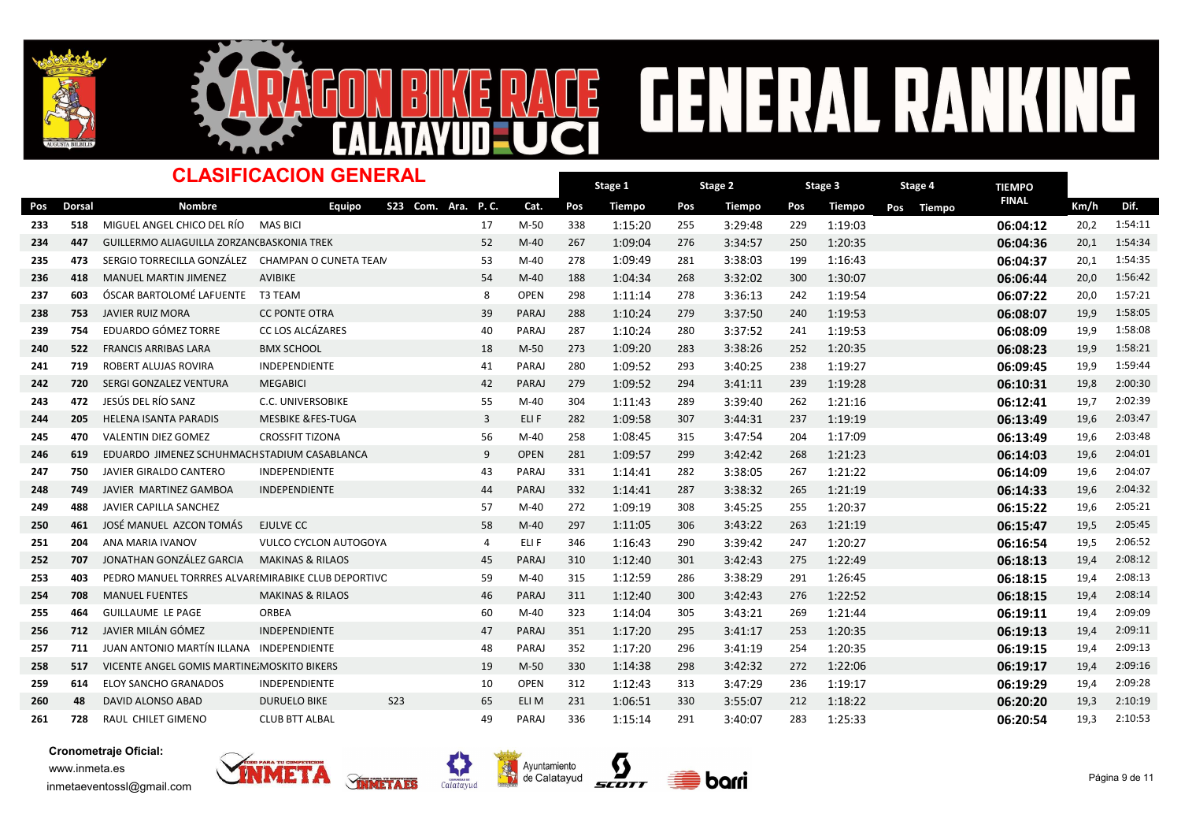# ARAGON BIKE RACE CALATAYUD UCI — GENERAL RANKING

## CLASIFICACION GENERAL

| Pos | Dorsal | Nombre | Equipo | S23 | Com. | Ara. | P. C. | Cat. | Stage 1 Pos | Stage 1 Tiempo | Stage 2 Pos | Stage 2 Tiempo | Stage 3 Pos | Stage 3 Tiempo | Stage 4 Pos | Stage 4 Tiempo | TIEMPO FINAL | Km/h | Dif. |
|---|---|---|---|---|---|---|---|---|---|---|---|---|---|---|---|---|---|---|---|
| 233 | 518 | MIGUEL ANGEL CHICO DEL RÍO | MAS BICI | | | | 17 | M-50 | 338 | 1:15:20 | 255 | 3:29:48 | 229 | 1:19:03 | | | **06:04:12** | 20,2 | 1:54:11 |
| 234 | 447 | GUILLERMO ALIAGUILLA ZORZANO | BASKONIA TREK | | | | 52 | M-40 | 267 | 1:09:04 | 276 | 3:34:57 | 250 | 1:20:35 | | | **06:04:36** | 20,1 | 1:54:34 |
| 235 | 473 | SERGIO TORRECILLA GONZÁLEZ | CHAMPAN O CUNETA TEAM | | | | 53 | M-40 | 278 | 1:09:49 | 281 | 3:38:03 | 199 | 1:16:43 | | | **06:04:37** | 20,1 | 1:54:35 |
| 236 | 418 | MANUEL MARTIN JIMENEZ | AVIBIKE | | | | 54 | M-40 | 188 | 1:04:34 | 268 | 3:32:02 | 300 | 1:30:07 | | | **06:06:44** | 20,0 | 1:56:42 |
| 237 | 603 | ÓSCAR BARTOLOMÉ LAFUENTE | T3 TEAM | | | | 8 | OPEN | 298 | 1:11:14 | 278 | 3:36:13 | 242 | 1:19:54 | | | **06:07:22** | 20,0 | 1:57:21 |
| 238 | 753 | JAVIER RUIZ MORA | CC PONTE OTRA | | | | 39 | PARAJ | 288 | 1:10:24 | 279 | 3:37:50 | 240 | 1:19:53 | | | **06:08:07** | 19,9 | 1:58:05 |
| 239 | 754 | EDUARDO GÓMEZ TORRE | CC LOS ALCÁZARES | | | | 40 | PARAJ | 287 | 1:10:24 | 280 | 3:37:52 | 241 | 1:19:53 | | | **06:08:09** | 19,9 | 1:58:08 |
| 240 | 522 | FRANCIS ARRIBAS LARA | BMX SCHOOL | | | | 18 | M-50 | 273 | 1:09:20 | 283 | 3:38:26 | 252 | 1:20:35 | | | **06:08:23** | 19,9 | 1:58:21 |
| 241 | 719 | ROBERT ALUJAS ROVIRA | INDEPENDIENTE | | | | 41 | PARAJ | 280 | 1:09:52 | 293 | 3:40:25 | 238 | 1:19:27 | | | **06:09:45** | 19,9 | 1:59:44 |
| 242 | 720 | SERGI GONZALEZ VENTURA | MEGABICI | | | | 42 | PARAJ | 279 | 1:09:52 | 294 | 3:41:11 | 239 | 1:19:28 | | | **06:10:31** | 19,8 | 2:00:30 |
| 243 | 472 | JESÚS DEL RÍO SANZ | C.C. UNIVERSOBIKE | | | | 55 | M-40 | 304 | 1:11:43 | 289 | 3:39:40 | 262 | 1:21:16 | | | **06:12:41** | 19,7 | 2:02:39 |
| 244 | 205 | HELENA ISANTA PARADIS | MESBIKE &FES-TUGA | | | | 3 | ELI F | 282 | 1:09:58 | 307 | 3:44:31 | 237 | 1:19:19 | | | **06:13:49** | 19,6 | 2:03:47 |
| 245 | 470 | VALENTIN DIEZ GOMEZ | CROSSFIT TIZONA | | | | 56 | M-40 | 258 | 1:08:45 | 315 | 3:47:54 | 204 | 1:17:09 | | | **06:13:49** | 19,6 | 2:03:48 |
| 246 | 619 | EDUARDO JIMENEZ SCHUHMACHER | STADIUM CASABLANCA | | | | 9 | OPEN | 281 | 1:09:57 | 299 | 3:42:42 | 268 | 1:21:23 | | | **06:14:03** | 19,6 | 2:04:01 |
| 247 | 750 | JAVIER GIRALDO CANTERO | INDEPENDIENTE | | | | 43 | PARAJ | 331 | 1:14:41 | 282 | 3:38:05 | 267 | 1:21:22 | | | **06:14:09** | 19,6 | 2:04:07 |
| 248 | 749 | JAVIER MARTINEZ GAMBOA | INDEPENDIENTE | | | | 44 | PARAJ | 332 | 1:14:41 | 287 | 3:38:32 | 265 | 1:21:19 | | | **06:14:33** | 19,6 | 2:04:32 |
| 249 | 488 | JAVIER CAPILLA SANCHEZ | | | | | 57 | M-40 | 272 | 1:09:19 | 308 | 3:45:25 | 255 | 1:20:37 | | | **06:15:22** | 19,6 | 2:05:21 |
| 250 | 461 | JOSÉ MANUEL AZCON TOMÁS | EJULVE CC | | | | 58 | M-40 | 297 | 1:11:05 | 306 | 3:43:22 | 263 | 1:21:19 | | | **06:15:47** | 19,5 | 2:05:45 |
| 251 | 204 | ANA MARIA IVANOV | VULCO CYCLON AUTOGOYA | | | | 4 | ELI F | 346 | 1:16:43 | 290 | 3:39:42 | 247 | 1:20:27 | | | **06:16:54** | 19,5 | 2:06:52 |
| 252 | 707 | JONATHAN GONZÁLEZ GARCIA | MAKINAS & RILAOS | | | | 45 | PARAJ | 310 | 1:12:40 | 301 | 3:42:43 | 275 | 1:22:49 | | | **06:18:13** | 19,4 | 2:08:12 |
| 253 | 403 | PEDRO MANUEL TORRRES ALVAREZ | MIRABIKE CLUB DEPORTIVO | | | | 59 | M-40 | 315 | 1:12:59 | 286 | 3:38:29 | 291 | 1:26:45 | | | **06:18:15** | 19,4 | 2:08:13 |
| 254 | 708 | MANUEL FUENTES | MAKINAS & RILAOS | | | | 46 | PARAJ | 311 | 1:12:40 | 300 | 3:42:43 | 276 | 1:22:52 | | | **06:18:15** | 19,4 | 2:08:14 |
| 255 | 464 | GUILLAUME LE PAGE | ORBEA | | | | 60 | M-40 | 323 | 1:14:04 | 305 | 3:43:21 | 269 | 1:21:44 | | | **06:19:11** | 19,4 | 2:09:09 |
| 256 | 712 | JAVIER MILÁN GÓMEZ | INDEPENDIENTE | | | | 47 | PARAJ | 351 | 1:17:20 | 295 | 3:41:17 | 253 | 1:20:35 | | | **06:19:13** | 19,4 | 2:09:11 |
| 257 | 711 | JUAN ANTONIO MARTÍN ILLANA | INDEPENDIENTE | | | | 48 | PARAJ | 352 | 1:17:20 | 296 | 3:41:19 | 254 | 1:20:35 | | | **06:19:15** | 19,4 | 2:09:13 |
| 258 | 517 | VICENTE ANGEL GOMIS MARTINEZ | MOSKITO BIKERS | | | | 19 | M-50 | 330 | 1:14:38 | 298 | 3:42:32 | 272 | 1:22:06 | | | **06:19:17** | 19,4 | 2:09:16 |
| 259 | 614 | ELOY SANCHO GRANADOS | INDEPENDIENTE | | | | 10 | OPEN | 312 | 1:12:43 | 313 | 3:47:29 | 236 | 1:19:17 | | | **06:19:29** | 19,4 | 2:09:28 |
| 260 | 48 | DAVID ALONSO ABAD | DURUELO BIKE | S23 | | | 65 | ELI M | 231 | 1:06:51 | 330 | 3:55:07 | 212 | 1:18:22 | | | **06:20:20** | 19,3 | 2:10:19 |
| 261 | 728 | RAUL CHILET GIMENO | CLUB BTT ALBAL | | | | 49 | PARAJ | 336 | 1:15:14 | 291 | 3:40:07 | 283 | 1:25:33 | | | **06:20:54** | 19,3 | 2:10:53 |

**Cronometraje Oficial:**
www.inmeta.es
inmetaeventossl@gmail.com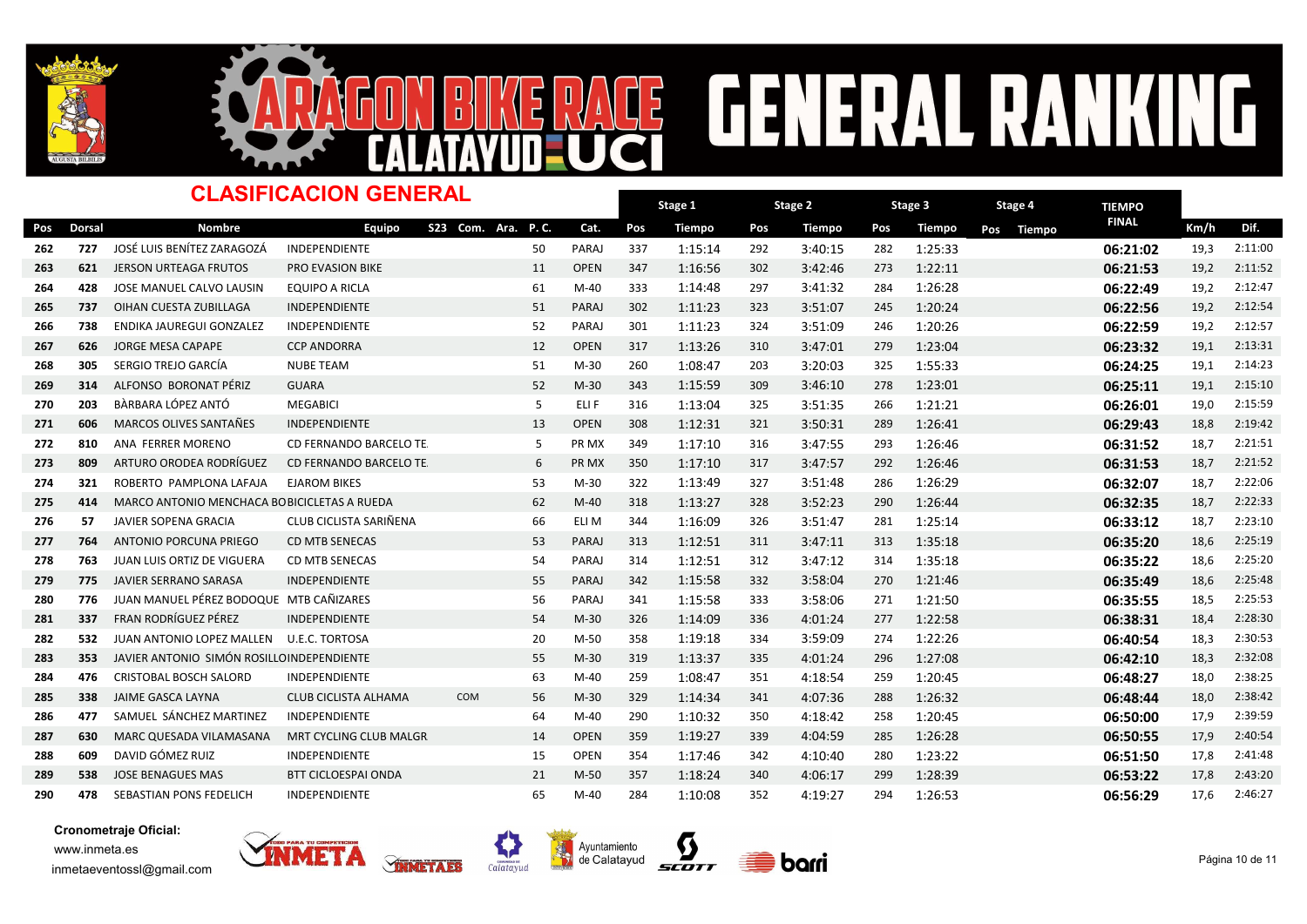# ARAGON BIKE RACE CALATAYUD UCI GENERAL RANKING

## CLASIFICACION GENERAL

| Pos | Dorsal | Nombre | Equipo | S23 | Com. | Ara. | P. C. | Cat. | Stage 1 Pos | Stage 1 Tiempo | Stage 2 Pos | Stage 2 Tiempo | Stage 3 Pos | Stage 3 Tiempo | Stage 4 Pos | Stage 4 Tiempo | TIEMPO FINAL | Km/h | Dif. |
|---|---|---|---|---|---|---|---|---|---|---|---|---|---|---|---|---|---|---|---|
| 262 | 727 | JOSÉ LUIS BENÍTEZ ZARAGOZÁ | INDEPENDIENTE | | | | 50 | PARAJ | 337 | 1:15:14 | 292 | 3:40:15 | 282 | 1:25:33 | | | 06:21:02 | 19,3 | 2:11:00 |
| 263 | 621 | JERSON URTEAGA FRUTOS | PRO EVASION BIKE | | | | 11 | OPEN | 347 | 1:16:56 | 302 | 3:42:46 | 273 | 1:22:11 | | | 06:21:53 | 19,2 | 2:11:52 |
| 264 | 428 | JOSE MANUEL CALVO LAUSIN | EQUIPO A RICLA | | | | 61 | M-40 | 333 | 1:14:48 | 297 | 3:41:32 | 284 | 1:26:28 | | | 06:22:49 | 19,2 | 2:12:47 |
| 265 | 737 | OIHAN CUESTA ZUBILLAGA | INDEPENDIENTE | | | | 51 | PARAJ | 302 | 1:11:23 | 323 | 3:51:07 | 245 | 1:20:24 | | | 06:22:56 | 19,2 | 2:12:54 |
| 266 | 738 | ENDIKA JAUREGUI GONZALEZ | INDEPENDIENTE | | | | 52 | PARAJ | 301 | 1:11:23 | 324 | 3:51:09 | 246 | 1:20:26 | | | 06:22:59 | 19,2 | 2:12:57 |
| 267 | 626 | JORGE MESA CAPAPE | CCP ANDORRA | | | | 12 | OPEN | 317 | 1:13:26 | 310 | 3:47:01 | 279 | 1:23:04 | | | 06:23:32 | 19,1 | 2:13:31 |
| 268 | 305 | SERGIO TREJO GARCÍA | NUBE TEAM | | | | 51 | M-30 | 260 | 1:08:47 | 203 | 3:20:03 | 325 | 1:55:33 | | | 06:24:25 | 19,1 | 2:14:23 |
| 269 | 314 | ALFONSO BORONAT PÉRIZ | GUARA | | | | 52 | M-30 | 343 | 1:15:59 | 309 | 3:46:10 | 278 | 1:23:01 | | | 06:25:11 | 19,1 | 2:15:10 |
| 270 | 203 | BÀRBARA LÓPEZ ANTÓ | MEGABICI | | | | 5 | ELI F | 316 | 1:13:04 | 325 | 3:51:35 | 266 | 1:21:21 | | | 06:26:01 | 19,0 | 2:15:59 |
| 271 | 606 | MARCOS OLIVES SANTAÑES | INDEPENDIENTE | | | | 13 | OPEN | 308 | 1:12:31 | 321 | 3:50:31 | 289 | 1:26:41 | | | 06:29:43 | 18,8 | 2:19:42 |
| 272 | 810 | ANA FERRER MORENO | CD FERNANDO BARCELO TE. | | | | 5 | PR MX | 349 | 1:17:10 | 316 | 3:47:55 | 293 | 1:26:46 | | | 06:31:52 | 18,7 | 2:21:51 |
| 273 | 809 | ARTURO ORODEA RODRÍGUEZ | CD FERNANDO BARCELO TE. | | | | 6 | PR MX | 350 | 1:17:10 | 317 | 3:47:57 | 292 | 1:26:46 | | | 06:31:53 | 18,7 | 2:21:52 |
| 274 | 321 | ROBERTO PAMPLONA LAFAJA | EJAROM BIKES | | | | 53 | M-30 | 322 | 1:13:49 | 327 | 3:51:48 | 286 | 1:26:29 | | | 06:32:07 | 18,7 | 2:22:06 |
| 275 | 414 | MARCO ANTONIO MENCHACA BO | BICICLETAS A RUEDA | | | | 62 | M-40 | 318 | 1:13:27 | 328 | 3:52:23 | 290 | 1:26:44 | | | 06:32:35 | 18,7 | 2:22:33 |
| 276 | 57 | JAVIER SOPENA GRACIA | CLUB CICLISTA SARIÑENA | | | | 66 | ELI M | 344 | 1:16:09 | 326 | 3:51:47 | 281 | 1:25:14 | | | 06:33:12 | 18,7 | 2:23:10 |
| 277 | 764 | ANTONIO PORCUNA PRIEGO | CD MTB SENECAS | | | | 53 | PARAJ | 313 | 1:12:51 | 311 | 3:47:11 | 313 | 1:35:18 | | | 06:35:20 | 18,6 | 2:25:19 |
| 278 | 763 | JUAN LUIS ORTIZ DE VIGUERA | CD MTB SENECAS | | | | 54 | PARAJ | 314 | 1:12:51 | 312 | 3:47:12 | 314 | 1:35:18 | | | 06:35:22 | 18,6 | 2:25:20 |
| 279 | 775 | JAVIER SERRANO SARASA | INDEPENDIENTE | | | | 55 | PARAJ | 342 | 1:15:58 | 332 | 3:58:04 | 270 | 1:21:46 | | | 06:35:49 | 18,6 | 2:25:48 |
| 280 | 776 | JUAN MANUEL PÉREZ BODOQUE | MTB CAÑIZARES | | | | 56 | PARAJ | 341 | 1:15:58 | 333 | 3:58:06 | 271 | 1:21:50 | | | 06:35:55 | 18,5 | 2:25:53 |
| 281 | 337 | FRAN RODRÍGUEZ PÉREZ | INDEPENDIENTE | | | | 54 | M-30 | 326 | 1:14:09 | 336 | 4:01:24 | 277 | 1:22:58 | | | 06:38:31 | 18,4 | 2:28:30 |
| 282 | 532 | JUAN ANTONIO LOPEZ MALLEN | U.E.C. TORTOSA | | | | 20 | M-50 | 358 | 1:19:18 | 334 | 3:59:09 | 274 | 1:22:26 | | | 06:40:54 | 18,3 | 2:30:53 |
| 283 | 353 | JAVIER ANTONIO SIMÓN ROSILLO | INDEPENDIENTE | | | | 55 | M-30 | 319 | 1:13:37 | 335 | 4:01:24 | 296 | 1:27:08 | | | 06:42:10 | 18,3 | 2:32:08 |
| 284 | 476 | CRISTOBAL BOSCH SALORD | INDEPENDIENTE | | | | 63 | M-40 | 259 | 1:08:47 | 351 | 4:18:54 | 259 | 1:20:45 | | | 06:48:27 | 18,0 | 2:38:25 |
| 285 | 338 | JAIME GASCA LAYNA | CLUB CICLISTA ALHAMA | | COM | | 56 | M-30 | 329 | 1:14:34 | 341 | 4:07:36 | 288 | 1:26:32 | | | 06:48:44 | 18,0 | 2:38:42 |
| 286 | 477 | SAMUEL SÁNCHEZ MARTINEZ | INDEPENDIENTE | | | | 64 | M-40 | 290 | 1:10:32 | 350 | 4:18:42 | 258 | 1:20:45 | | | 06:50:00 | 17,9 | 2:39:59 |
| 287 | 630 | MARC QUESADA VILAMASANA | MRT CYCLING CLUB MALGR. | | | | 14 | OPEN | 359 | 1:19:27 | 339 | 4:04:59 | 285 | 1:26:28 | | | 06:50:55 | 17,9 | 2:40:54 |
| 288 | 609 | DAVID GÓMEZ RUIZ | INDEPENDIENTE | | | | 15 | OPEN | 354 | 1:17:46 | 342 | 4:10:40 | 280 | 1:23:22 | | | 06:51:50 | 17,8 | 2:41:48 |
| 289 | 538 | JOSE BENAGUES MAS | BTT CICLOESPAI ONDA | | | | 21 | M-50 | 357 | 1:18:24 | 340 | 4:06:17 | 299 | 1:28:39 | | | 06:53:22 | 17,8 | 2:43:20 |
| 290 | 478 | SEBASTIAN PONS FEDELICH | INDEPENDIENTE | | | | 65 | M-40 | 284 | 1:10:08 | 352 | 4:19:27 | 294 | 1:26:53 | | | 06:56:29 | 17,6 | 2:46:27 |

**Cronometraje Oficial:**
www.inmeta.es
inmetaeventossl@gmail.com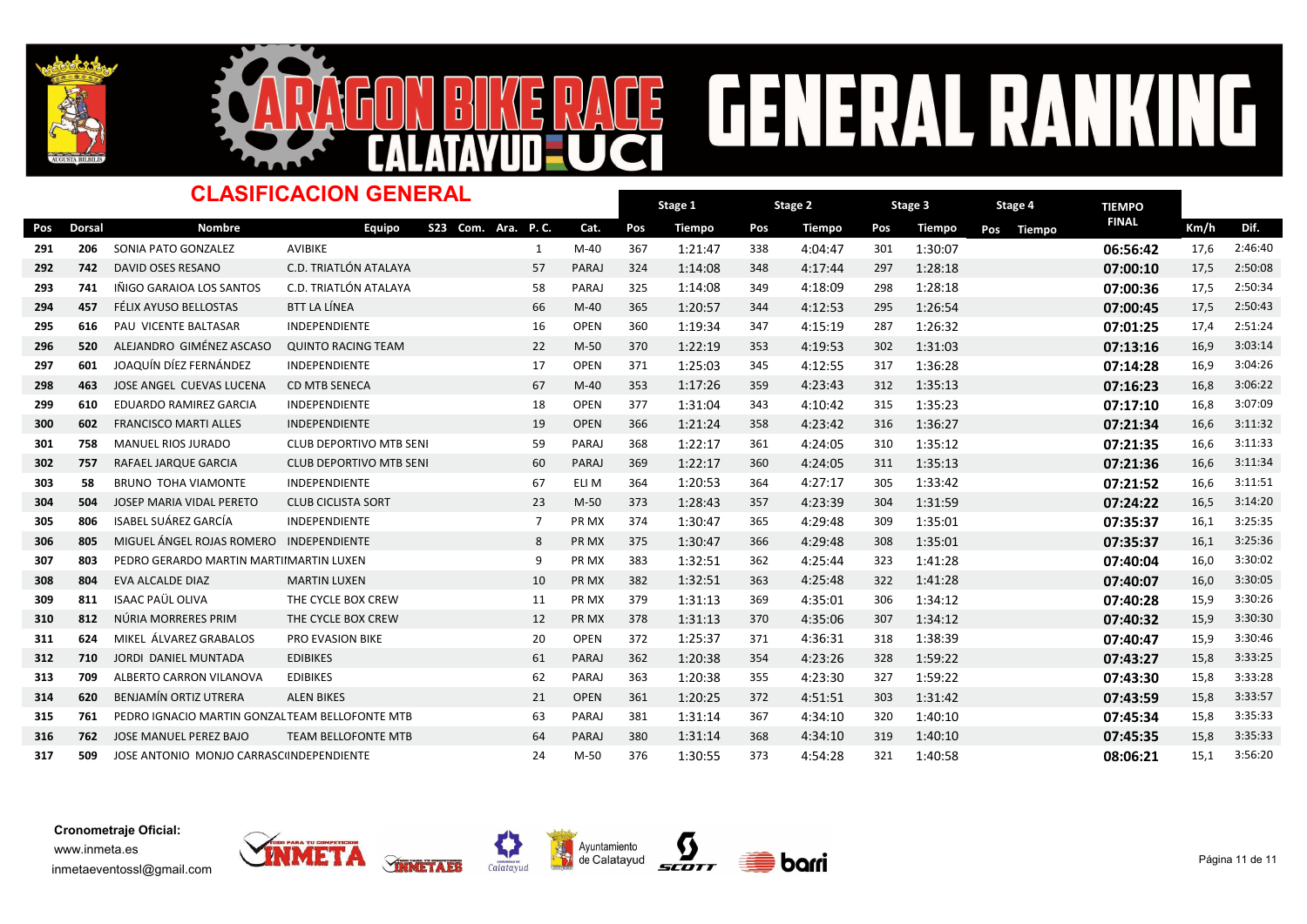# ARAGON BIKE RACE CALATAYUD UCI GENERAL RANKING

## CLASIFICACION GENERAL

| Pos | Dorsal | Nombre | Equipo | S23 | Com. | Ara. | P. C. | Cat. | Stage 1 Pos | Stage 1 Tiempo | Stage 2 Pos | Stage 2 Tiempo | Stage 3 Pos | Stage 3 Tiempo | Stage 4 Pos | Stage 4 Tiempo | TIEMPO FINAL | Km/h | Dif. |
|---|---|---|---|---|---|---|---|---|---|---|---|---|---|---|---|---|---|---|---|
| 291 | 206 | SONIA PATO GONZALEZ | AVIBIKE | | | | 1 | M-40 | 367 | 1:21:47 | 338 | 4:04:47 | 301 | 1:30:07 | | | **06:56:42** | 17,6 | 2:46:40 |
| 292 | 742 | DAVID OSES RESANO | C.D. TRIATLÓN ATALAYA | | | | 57 | PARAJ | 324 | 1:14:08 | 348 | 4:17:44 | 297 | 1:28:18 | | | **07:00:10** | 17,5 | 2:50:08 |
| 293 | 741 | IÑIGO GARAIOA LOS SANTOS | C.D. TRIATLÓN ATALAYA | | | | 58 | PARAJ | 325 | 1:14:08 | 349 | 4:18:09 | 298 | 1:28:18 | | | **07:00:36** | 17,5 | 2:50:34 |
| 294 | 457 | FÉLIX AYUSO BELLOSTAS | BTT LA LÍNEA | | | | 66 | M-40 | 365 | 1:20:57 | 344 | 4:12:53 | 295 | 1:26:54 | | | **07:00:45** | 17,5 | 2:50:43 |
| 295 | 616 | PAU VICENTE BALTASAR | INDEPENDIENTE | | | | 16 | OPEN | 360 | 1:19:34 | 347 | 4:15:19 | 287 | 1:26:32 | | | **07:01:25** | 17,4 | 2:51:24 |
| 296 | 520 | ALEJANDRO GIMÉNEZ ASCASO | QUINTO RACING TEAM | | | | 22 | M-50 | 370 | 1:22:19 | 353 | 4:19:53 | 302 | 1:31:03 | | | **07:13:16** | 16,9 | 3:03:14 |
| 297 | 601 | JOAQUÍN DÍEZ FERNÁNDEZ | INDEPENDIENTE | | | | 17 | OPEN | 371 | 1:25:03 | 345 | 4:12:55 | 317 | 1:36:28 | | | **07:14:28** | 16,9 | 3:04:26 |
| 298 | 463 | JOSE ANGEL CUEVAS LUCENA | CD MTB SENECA | | | | 67 | M-40 | 353 | 1:17:26 | 359 | 4:23:43 | 312 | 1:35:13 | | | **07:16:23** | 16,8 | 3:06:22 |
| 299 | 610 | EDUARDO RAMIREZ GARCIA | INDEPENDIENTE | | | | 18 | OPEN | 377 | 1:31:04 | 343 | 4:10:42 | 315 | 1:35:23 | | | **07:17:10** | 16,8 | 3:07:09 |
| 300 | 602 | FRANCISCO MARTI ALLES | INDEPENDIENTE | | | | 19 | OPEN | 366 | 1:21:24 | 358 | 4:23:42 | 316 | 1:36:27 | | | **07:21:34** | 16,6 | 3:11:32 |
| 301 | 758 | MANUEL RIOS JURADO | CLUB DEPORTIVO MTB SENI | | | | 59 | PARAJ | 368 | 1:22:17 | 361 | 4:24:05 | 310 | 1:35:12 | | | **07:21:35** | 16,6 | 3:11:33 |
| 302 | 757 | RAFAEL JARQUE GARCIA | CLUB DEPORTIVO MTB SENI | | | | 60 | PARAJ | 369 | 1:22:17 | 360 | 4:24:05 | 311 | 1:35:13 | | | **07:21:36** | 16,6 | 3:11:34 |
| 303 | 58 | BRUNO TOHA VIAMONTE | INDEPENDIENTE | | | | 67 | ELI M | 364 | 1:20:53 | 364 | 4:27:17 | 305 | 1:33:42 | | | **07:21:52** | 16,6 | 3:11:51 |
| 304 | 504 | JOSEP MARIA VIDAL PERETO | CLUB CICLISTA SORT | | | | 23 | M-50 | 373 | 1:28:43 | 357 | 4:23:39 | 304 | 1:31:59 | | | **07:24:22** | 16,5 | 3:14:20 |
| 305 | 806 | ISABEL SUÁREZ GARCÍA | INDEPENDIENTE | | | | 7 | PR MX | 374 | 1:30:47 | 365 | 4:29:48 | 309 | 1:35:01 | | | **07:35:37** | 16,1 | 3:25:35 |
| 306 | 805 | MIGUEL ÁNGEL ROJAS ROMERO | INDEPENDIENTE | | | | 8 | PR MX | 375 | 1:30:47 | 366 | 4:29:48 | 308 | 1:35:01 | | | **07:35:37** | 16,1 | 3:25:36 |
| 307 | 803 | PEDRO GERARDO MARTIN MARTI | MARTIN LUXEN | | | | 9 | PR MX | 383 | 1:32:51 | 362 | 4:25:44 | 323 | 1:41:28 | | | **07:40:04** | 16,0 | 3:30:02 |
| 308 | 804 | EVA ALCALDE DIAZ | MARTIN LUXEN | | | | 10 | PR MX | 382 | 1:32:51 | 363 | 4:25:48 | 322 | 1:41:28 | | | **07:40:07** | 16,0 | 3:30:05 |
| 309 | 811 | ISAAC PAÜL OLIVA | THE CYCLE BOX CREW | | | | 11 | PR MX | 379 | 1:31:13 | 369 | 4:35:01 | 306 | 1:34:12 | | | **07:40:28** | 15,9 | 3:30:26 |
| 310 | 812 | NÚRIA MORRERES PRIM | THE CYCLE BOX CREW | | | | 12 | PR MX | 378 | 1:31:13 | 370 | 4:35:06 | 307 | 1:34:12 | | | **07:40:32** | 15,9 | 3:30:30 |
| 311 | 624 | MIKEL ÁLVAREZ GRABALOS | PRO EVASION BIKE | | | | 20 | OPEN | 372 | 1:25:37 | 371 | 4:36:31 | 318 | 1:38:39 | | | **07:40:47** | 15,9 | 3:30:46 |
| 312 | 710 | JORDI DANIEL MUNTADA | EDIBIKES | | | | 61 | PARAJ | 362 | 1:20:38 | 354 | 4:23:26 | 328 | 1:59:22 | | | **07:43:27** | 15,8 | 3:33:25 |
| 313 | 709 | ALBERTO CARRON VILANOVA | EDIBIKES | | | | 62 | PARAJ | 363 | 1:20:38 | 355 | 4:23:30 | 327 | 1:59:22 | | | **07:43:30** | 15,8 | 3:33:28 |
| 314 | 620 | BENJAMÍN ORTIZ UTRERA | ALEN BIKES | | | | 21 | OPEN | 361 | 1:20:25 | 372 | 4:51:51 | 303 | 1:31:42 | | | **07:43:59** | 15,8 | 3:33:57 |
| 315 | 761 | PEDRO IGNACIO MARTIN GONZAL | TEAM BELLOFONTE MTB | | | | 63 | PARAJ | 381 | 1:31:14 | 367 | 4:34:10 | 320 | 1:40:10 | | | **07:45:34** | 15,8 | 3:35:33 |
| 316 | 762 | JOSE MANUEL PEREZ BAJO | TEAM BELLOFONTE MTB | | | | 64 | PARAJ | 380 | 1:31:14 | 368 | 4:34:10 | 319 | 1:40:10 | | | **07:45:35** | 15,8 | 3:35:33 |
| 317 | 509 | JOSE ANTONIO MONJO CARRASC | INDEPENDIENTE | | | | 24 | M-50 | 376 | 1:30:55 | 373 | 4:54:28 | 321 | 1:40:58 | | | **08:06:21** | 15,1 | 3:56:20 |

**Cronometraje Oficial:**
www.inmeta.es
inmetaeventossl@gmail.com